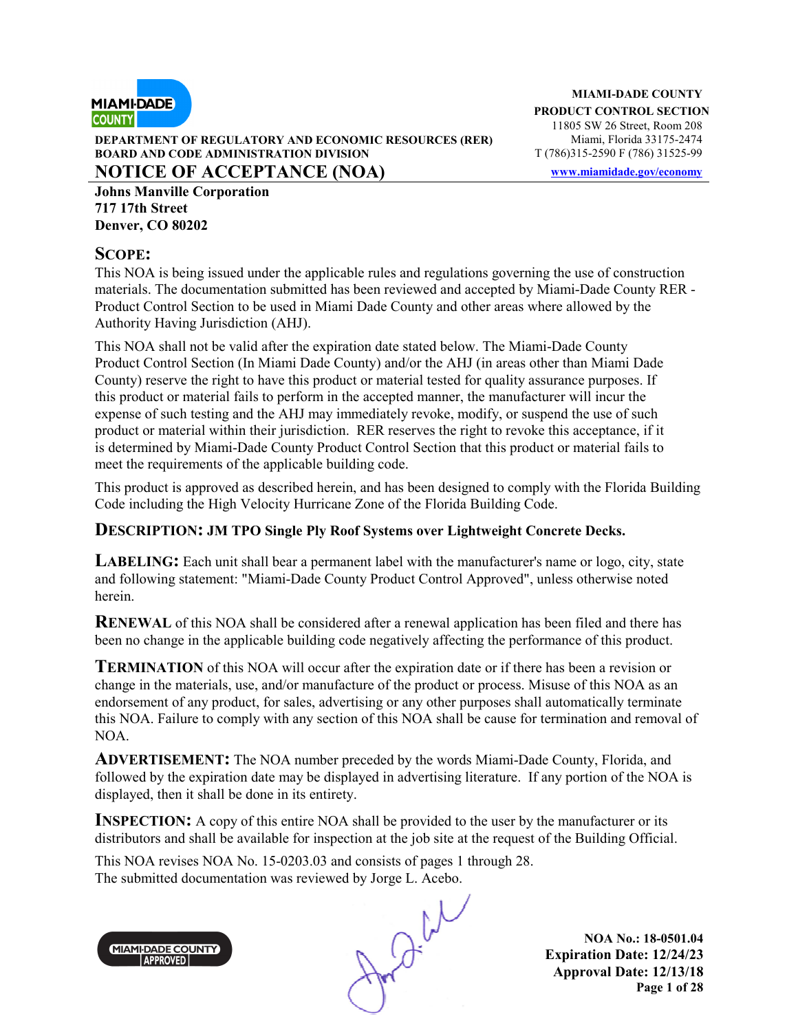**MIAMI-DADE COUNTY**
**PRODUCT CONTROL SECTION**
11805 SW 26 Street, Room 208
Miami, Florida 33175-2474
T (786)315-2590 F (786) 31525-99
www.miamidade.gov/economy

**DEPARTMENT OF REGULATORY AND ECONOMIC RESOURCES (RER)**
**BOARD AND CODE ADMINISTRATION DIVISION**

# NOTICE OF ACCEPTANCE (NOA)

**Johns Manville Corporation**
**717 17th Street**
**Denver, CO 80202**

## SCOPE:

This NOA is being issued under the applicable rules and regulations governing the use of construction materials. The documentation submitted has been reviewed and accepted by Miami-Dade County RER - Product Control Section to be used in Miami Dade County and other areas where allowed by the Authority Having Jurisdiction (AHJ).

This NOA shall not be valid after the expiration date stated below. The Miami-Dade County Product Control Section (In Miami Dade County) and/or the AHJ (in areas other than Miami Dade County) reserve the right to have this product or material tested for quality assurance purposes. If this product or material fails to perform in the accepted manner, the manufacturer will incur the expense of such testing and the AHJ may immediately revoke, modify, or suspend the use of such product or material within their jurisdiction. RER reserves the right to revoke this acceptance, if it is determined by Miami-Dade County Product Control Section that this product or material fails to meet the requirements of the applicable building code.

This product is approved as described herein, and has been designed to comply with the Florida Building Code including the High Velocity Hurricane Zone of the Florida Building Code.

**DESCRIPTION: JM TPO Single Ply Roof Systems over Lightweight Concrete Decks.**

**LABELING:** Each unit shall bear a permanent label with the manufacturer's name or logo, city, state and following statement: "Miami-Dade County Product Control Approved", unless otherwise noted herein.

**RENEWAL** of this NOA shall be considered after a renewal application has been filed and there has been no change in the applicable building code negatively affecting the performance of this product.

**TERMINATION** of this NOA will occur after the expiration date or if there has been a revision or change in the materials, use, and/or manufacture of the product or process. Misuse of this NOA as an endorsement of any product, for sales, advertising or any other purposes shall automatically terminate this NOA. Failure to comply with any section of this NOA shall be cause for termination and removal of NOA.

**ADVERTISEMENT:** The NOA number preceded by the words Miami-Dade County, Florida, and followed by the expiration date may be displayed in advertising literature. If any portion of the NOA is displayed, then it shall be done in its entirety.

**INSPECTION:** A copy of this entire NOA shall be provided to the user by the manufacturer or its distributors and shall be available for inspection at the job site at the request of the Building Official.

This NOA revises NOA No. 15-0203.03 and consists of pages 1 through 28.
The submitted documentation was reviewed by Jorge L. Acebo.

**NOA No.: 18-0501.04**
**Expiration Date: 12/24/23**
**Approval Date: 12/13/18**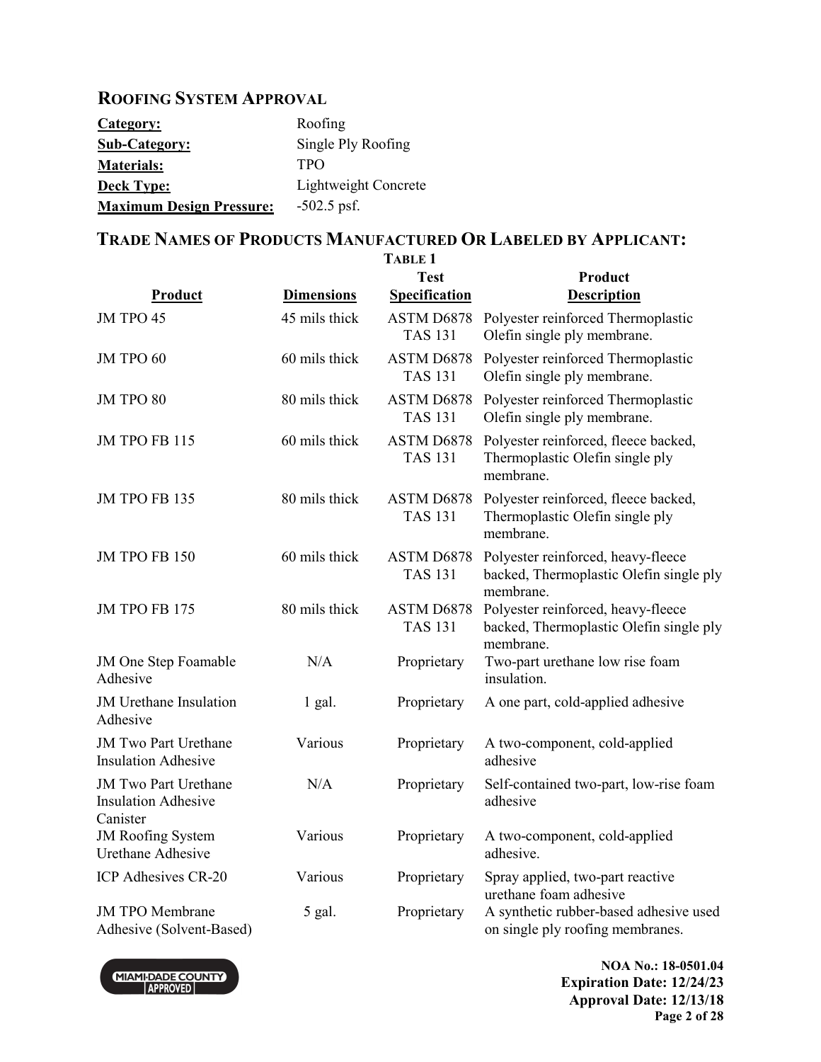## ROOFING SYSTEM APPROVAL

| | |
|---|---|
| **Category:** | Roofing |
| **Sub-Category:** | Single Ply Roofing |
| **Materials:** | TPO |
| **Deck Type:** | Lightweight Concrete |
| **Maximum Design Pressure:** | -502.5 psf. |

## TRADE NAMES OF PRODUCTS MANUFACTURED OR LABELED BY APPLICANT:

**TABLE 1**

| Product | Dimensions | Test Specification | Product Description |
|---|---|---|---|
| JM TPO 45 | 45 mils thick | ASTM D6878 TAS 131 | Polyester reinforced Thermoplastic Olefin single ply membrane. |
| JM TPO 60 | 60 mils thick | ASTM D6878 TAS 131 | Polyester reinforced Thermoplastic Olefin single ply membrane. |
| JM TPO 80 | 80 mils thick | ASTM D6878 TAS 131 | Polyester reinforced Thermoplastic Olefin single ply membrane. |
| JM TPO FB 115 | 60 mils thick | ASTM D6878 TAS 131 | Polyester reinforced, fleece backed, Thermoplastic Olefin single ply membrane. |
| JM TPO FB 135 | 80 mils thick | ASTM D6878 TAS 131 | Polyester reinforced, fleece backed, Thermoplastic Olefin single ply membrane. |
| JM TPO FB 150 | 60 mils thick | ASTM D6878 TAS 131 | Polyester reinforced, heavy-fleece backed, Thermoplastic Olefin single ply membrane. |
| JM TPO FB 175 | 80 mils thick | ASTM D6878 TAS 131 | Polyester reinforced, heavy-fleece backed, Thermoplastic Olefin single ply membrane. |
| JM One Step Foamable Adhesive | N/A | Proprietary | Two-part urethane low rise foam insulation. |
| JM Urethane Insulation Adhesive | 1 gal. | Proprietary | A one part, cold-applied adhesive |
| JM Two Part Urethane Insulation Adhesive | Various | Proprietary | A two-component, cold-applied adhesive |
| JM Two Part Urethane Insulation Adhesive Canister | N/A | Proprietary | Self-contained two-part, low-rise foam adhesive |
| JM Roofing System Urethane Adhesive | Various | Proprietary | A two-component, cold-applied adhesive. |
| ICP Adhesives CR-20 | Various | Proprietary | Spray applied, two-part reactive urethane foam adhesive |
| JM TPO Membrane Adhesive (Solvent-Based) | 5 gal. | Proprietary | A synthetic rubber-based adhesive used on single ply roofing membranes. |

NOA No.: 18-0501.04
Expiration Date: 12/24/23
Approval Date: 12/13/18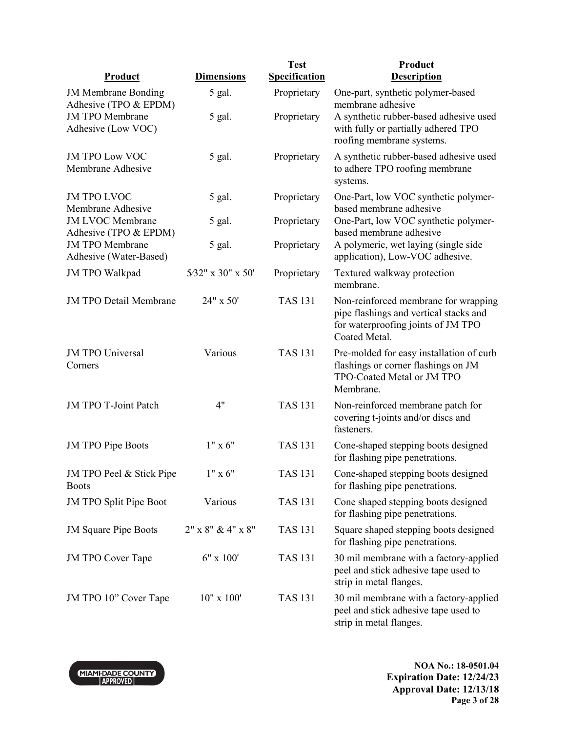| Product | Dimensions | Test Specification | Product Description |
|---|---|---|---|
| JM Membrane Bonding Adhesive (TPO & EPDM) | 5 gal. | Proprietary | One-part, synthetic polymer-based membrane adhesive |
| JM TPO Membrane Adhesive (Low VOC) | 5 gal. | Proprietary | A synthetic rubber-based adhesive used with fully or partially adhered TPO roofing membrane systems. |
| JM TPO Low VOC Membrane Adhesive | 5 gal. | Proprietary | A synthetic rubber-based adhesive used to adhere TPO roofing membrane systems. |
| JM TPO LVOC Membrane Adhesive | 5 gal. | Proprietary | One-Part, low VOC synthetic polymer-based membrane adhesive |
| JM LVOC Membrane Adhesive (TPO & EPDM) | 5 gal. | Proprietary | One-Part, low VOC synthetic polymer-based membrane adhesive |
| JM TPO Membrane Adhesive (Water-Based) | 5 gal. | Proprietary | A polymeric, wet laying (single side application), Low-VOC adhesive. |
| JM TPO Walkpad | 5⁄32" x 30" x 50' | Proprietary | Textured walkway protection membrane. |
| JM TPO Detail Membrane | 24" x 50' | TAS 131 | Non-reinforced membrane for wrapping pipe flashings and vertical stacks and for waterproofing joints of JM TPO Coated Metal. |
| JM TPO Universal Corners | Various | TAS 131 | Pre-molded for easy installation of curb flashings or corner flashings on JM TPO-Coated Metal or JM TPO Membrane. |
| JM TPO T-Joint Patch | 4" | TAS 131 | Non-reinforced membrane patch for covering t-joints and/or discs and fasteners. |
| JM TPO Pipe Boots | 1" x 6" | TAS 131 | Cone-shaped stepping boots designed for flashing pipe penetrations. |
| JM TPO Peel & Stick Pipe Boots | 1" x 6" | TAS 131 | Cone-shaped stepping boots designed for flashing pipe penetrations. |
| JM TPO Split Pipe Boot | Various | TAS 131 | Cone shaped stepping boots designed for flashing pipe penetrations. |
| JM Square Pipe Boots | 2" x 8" & 4" x 8" | TAS 131 | Square shaped stepping boots designed for flashing pipe penetrations. |
| JM TPO Cover Tape | 6" x 100' | TAS 131 | 30 mil membrane with a factory-applied peel and stick adhesive tape used to strip in metal flanges. |
| JM TPO 10" Cover Tape | 10" x 100' | TAS 131 | 30 mil membrane with a factory-applied peel and stick adhesive tape used to strip in metal flanges. |

**NOA No.: 18-0501.04**
**Expiration Date: 12/24/23**
**Approval Date: 12/13/18**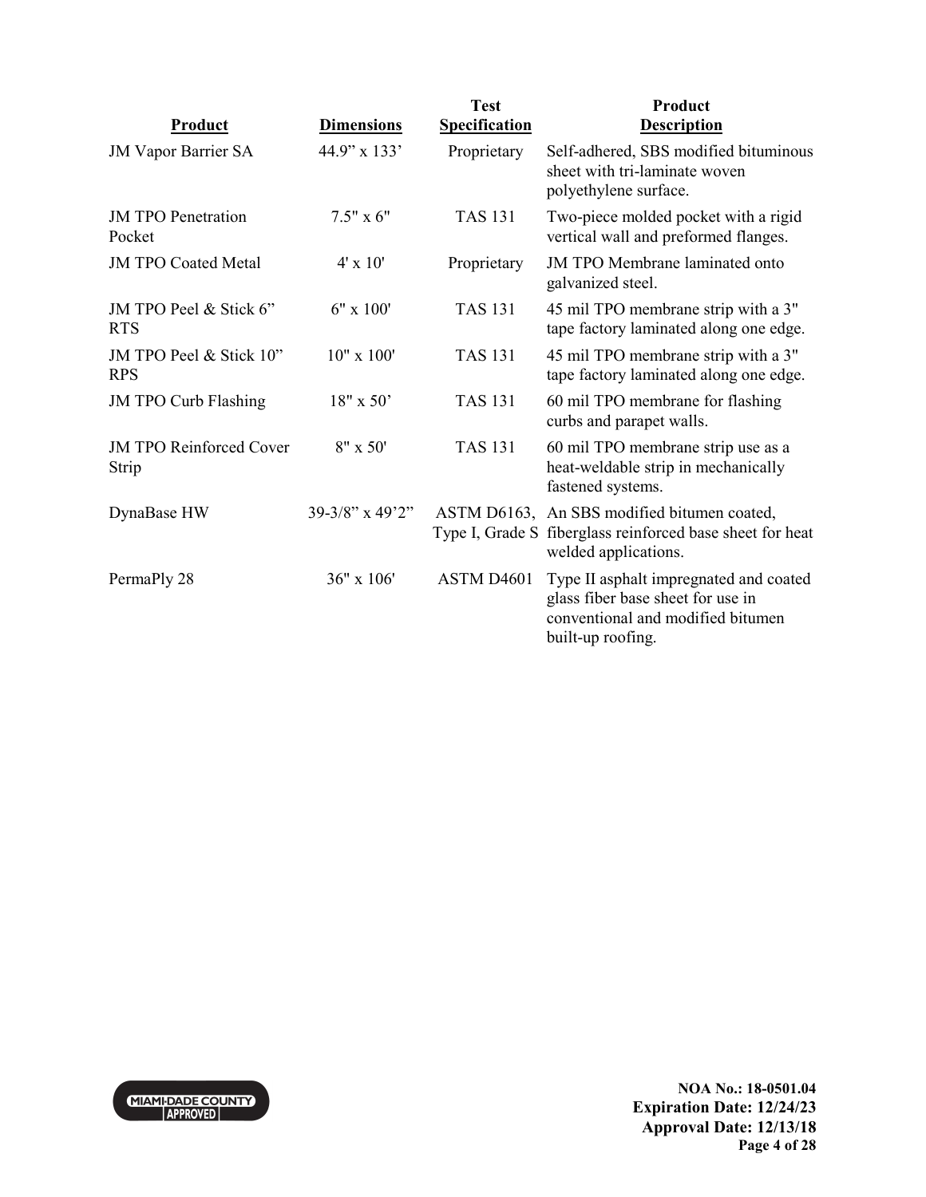| Product | Dimensions | Test Specification | Product Description |
|---|---|---|---|
| JM Vapor Barrier SA | 44.9" x 133' | Proprietary | Self-adhered, SBS modified bituminous sheet with tri-laminate woven polyethylene surface. |
| JM TPO Penetration Pocket | 7.5" x 6" | TAS 131 | Two-piece molded pocket with a rigid vertical wall and preformed flanges. |
| JM TPO Coated Metal | 4' x 10' | Proprietary | JM TPO Membrane laminated onto galvanized steel. |
| JM TPO Peel & Stick 6" RTS | 6" x 100' | TAS 131 | 45 mil TPO membrane strip with a 3" tape factory laminated along one edge. |
| JM TPO Peel & Stick 10" RPS | 10" x 100' | TAS 131 | 45 mil TPO membrane strip with a 3" tape factory laminated along one edge. |
| JM TPO Curb Flashing | 18" x 50' | TAS 131 | 60 mil TPO membrane for flashing curbs and parapet walls. |
| JM TPO Reinforced Cover Strip | 8" x 50' | TAS 131 | 60 mil TPO membrane strip use as a heat-weldable strip in mechanically fastened systems. |
| DynaBase HW | 39-3/8" x 49'2" | ASTM D6163, Type I, Grade S | An SBS modified bitumen coated, fiberglass reinforced base sheet for heat welded applications. |
| PermaPly 28 | 36" x 106' | ASTM D4601 | Type II asphalt impregnated and coated glass fiber base sheet for use in conventional and modified bitumen built-up roofing. |

MIAMI-DADE COUNTY APPROVED

**NOA No.: 18-0501.04**
**Expiration Date: 12/24/23**
**Approval Date: 12/13/18**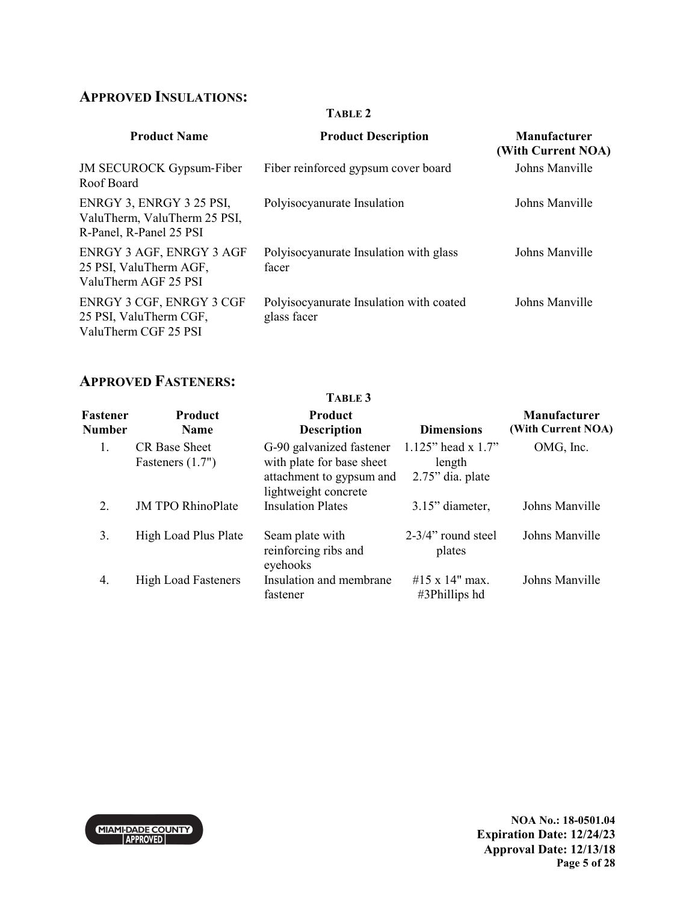## APPROVED INSULATIONS:

**TABLE 2**

| Product Name | Product Description | Manufacturer (With Current NOA) |
|---|---|---|
| JM SECUROCK Gypsum-Fiber Roof Board | Fiber reinforced gypsum cover board | Johns Manville |
| ENRGY 3, ENRGY 3 25 PSI, ValuTherm, ValuTherm 25 PSI, R-Panel, R-Panel 25 PSI | Polyisocyanurate Insulation | Johns Manville |
| ENRGY 3 AGF, ENRGY 3 AGF 25 PSI, ValuTherm AGF, ValuTherm AGF 25 PSI | Polyisocyanurate Insulation with glass facer | Johns Manville |
| ENRGY 3 CGF, ENRGY 3 CGF 25 PSI, ValuTherm CGF, ValuTherm CGF 25 PSI | Polyisocyanurate Insulation with coated glass facer | Johns Manville |

## APPROVED FASTENERS:

**TABLE 3**

| Fastener Number | Product Name | Product Description | Dimensions | Manufacturer (With Current NOA) |
|---|---|---|---|---|
| 1. | CR Base Sheet Fasteners (1.7") | G-90 galvanized fastener with plate for base sheet attachment to gypsum and lightweight concrete | 1.125" head x 1.7" length 2.75" dia. plate | OMG, Inc. |
| 2. | JM TPO RhinoPlate | Insulation Plates | 3.15" diameter, | Johns Manville |
| 3. | High Load Plus Plate | Seam plate with reinforcing ribs and eyehooks | 2-3/4" round steel plates | Johns Manville |
| 4. | High Load Fasteners | Insulation and membrane fastener | #15 x 14" max. #3Phillips hd | Johns Manville |

**NOA No.: 18-0501.04**
**Expiration Date: 12/24/23**
**Approval Date: 12/13/18**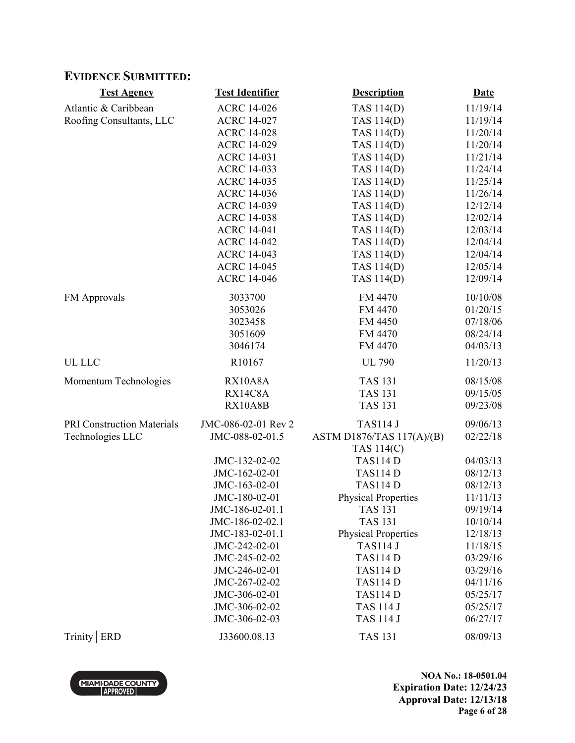## EVIDENCE SUBMITTED:

| Test Agency | Test Identifier | Description | Date |
|---|---|---|---|
| Atlantic & Caribbean Roofing Consultants, LLC | ACRC 14-026 | TAS 114(D) | 11/19/14 |
| | ACRC 14-027 | TAS 114(D) | 11/19/14 |
| | ACRC 14-028 | TAS 114(D) | 11/20/14 |
| | ACRC 14-029 | TAS 114(D) | 11/20/14 |
| | ACRC 14-031 | TAS 114(D) | 11/21/14 |
| | ACRC 14-033 | TAS 114(D) | 11/24/14 |
| | ACRC 14-035 | TAS 114(D) | 11/25/14 |
| | ACRC 14-036 | TAS 114(D) | 11/26/14 |
| | ACRC 14-039 | TAS 114(D) | 12/12/14 |
| | ACRC 14-038 | TAS 114(D) | 12/02/14 |
| | ACRC 14-041 | TAS 114(D) | 12/03/14 |
| | ACRC 14-042 | TAS 114(D) | 12/04/14 |
| | ACRC 14-043 | TAS 114(D) | 12/04/14 |
| | ACRC 14-045 | TAS 114(D) | 12/05/14 |
| | ACRC 14-046 | TAS 114(D) | 12/09/14 |
| FM Approvals | 3033700 | FM 4470 | 10/10/08 |
| | 3053026 | FM 4470 | 01/20/15 |
| | 3023458 | FM 4450 | 07/18/06 |
| | 3051609 | FM 4470 | 08/24/14 |
| | 3046174 | FM 4470 | 04/03/13 |
| UL LLC | R10167 | UL 790 | 11/20/13 |
| Momentum Technologies | RX10A8A | TAS 131 | 08/15/08 |
| | RX14C8A | TAS 131 | 09/15/05 |
| | RX10A8B | TAS 131 | 09/23/08 |
| PRI Construction Materials Technologies LLC | JMC-086-02-01 Rev 2 | TAS114 J | 09/06/13 |
| | JMC-088-02-01.5 | ASTM D1876/TAS 117(A)/(B) TAS 114(C) | 02/22/18 |
| | JMC-132-02-02 | TAS114 D | 04/03/13 |
| | JMC-162-02-01 | TAS114 D | 08/12/13 |
| | JMC-163-02-01 | TAS114 D | 08/12/13 |
| | JMC-180-02-01 | Physical Properties | 11/11/13 |
| | JMC-186-02-01.1 | TAS 131 | 09/19/14 |
| | JMC-186-02-02.1 | TAS 131 | 10/10/14 |
| | JMC-183-02-01.1 | Physical Properties | 12/18/13 |
| | JMC-242-02-01 | TAS114 J | 11/18/15 |
| | JMC-245-02-02 | TAS114 D | 03/29/16 |
| | JMC-246-02-01 | TAS114 D | 03/29/16 |
| | JMC-267-02-02 | TAS114 D | 04/11/16 |
| | JMC-306-02-01 | TAS114 D | 05/25/17 |
| | JMC-306-02-02 | TAS 114 J | 05/25/17 |
| | JMC-306-02-03 | TAS 114 J | 06/27/17 |
| Trinity │ERD | J33600.08.13 | TAS 131 | 08/09/13 |

NOA No.: 18-0501.04
Expiration Date: 12/24/23
Approval Date: 12/13/18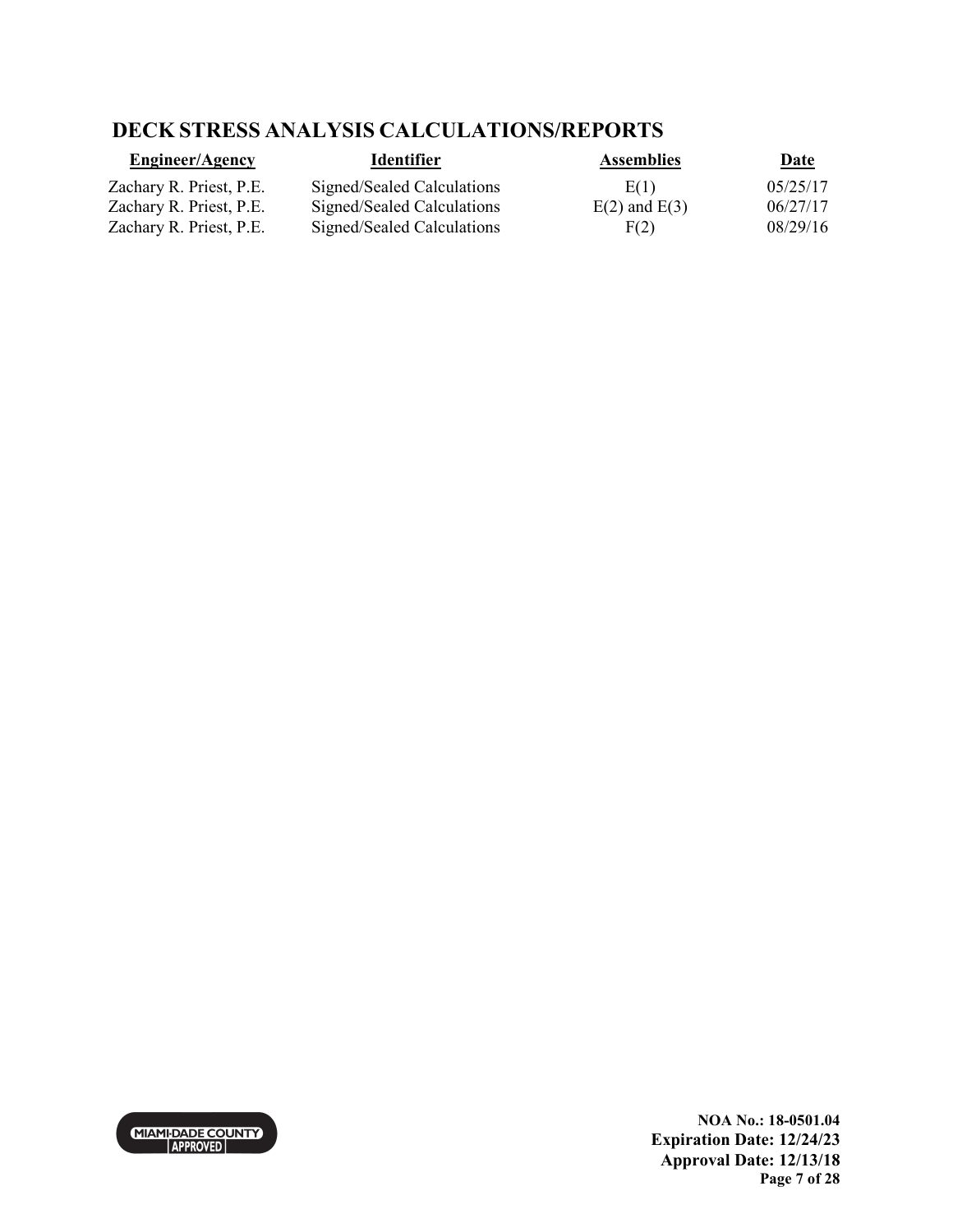## DECK STRESS ANALYSIS CALCULATIONS/REPORTS

| Engineer/Agency | Identifier | Assemblies | Date |
|---|---|---|---|
| Zachary R. Priest, P.E. | Signed/Sealed Calculations | E(1) | 05/25/17 |
| Zachary R. Priest, P.E. | Signed/Sealed Calculations | E(2) and E(3) | 06/27/17 |
| Zachary R. Priest, P.E. | Signed/Sealed Calculations | F(2) | 08/29/16 |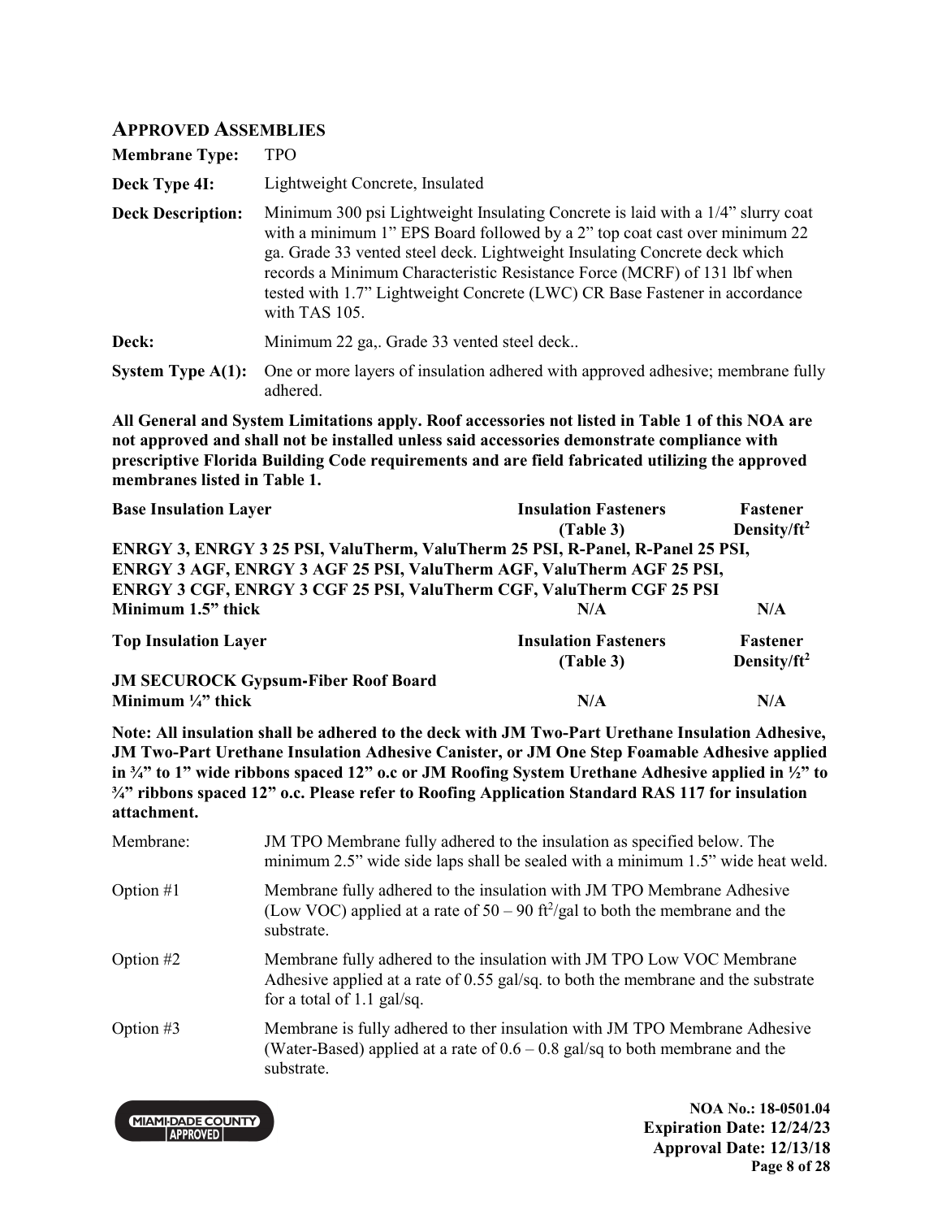## APPROVED ASSEMBLIES

| | |
|---|---|
| **Membrane Type:** | TPO |
| **Deck Type 4I:** | Lightweight Concrete, Insulated |
| **Deck Description:** | Minimum 300 psi Lightweight Insulating Concrete is laid with a 1/4" slurry coat with a minimum 1" EPS Board followed by a 2" top coat cast over minimum 22 ga. Grade 33 vented steel deck. Lightweight Insulating Concrete deck which records a Minimum Characteristic Resistance Force (MCRF) of 131 lbf when tested with 1.7" Lightweight Concrete (LWC) CR Base Fastener in accordance with TAS 105. |
| **Deck:** | Minimum 22 ga,. Grade 33 vented steel deck.. |
| **System Type A(1):** | One or more layers of insulation adhered with approved adhesive; membrane fully adhered. |

**All General and System Limitations apply. Roof accessories not listed in Table 1 of this NOA are not approved and shall not be installed unless said accessories demonstrate compliance with prescriptive Florida Building Code requirements and are field fabricated utilizing the approved membranes listed in Table 1.**

| **Base Insulation Layer** | **Insulation Fasteners (Table 3)** | **Fastener Density/ft$^2$** |
|---|---|---|
| **ENRGY 3, ENRGY 3 25 PSI, ValuTherm, ValuTherm 25 PSI, R-Panel, R-Panel 25 PSI, ENRGY 3 AGF, ENRGY 3 AGF 25 PSI, ValuTherm AGF, ValuTherm AGF 25 PSI, ENRGY 3 CGF, ENRGY 3 CGF 25 PSI, ValuTherm CGF, ValuTherm CGF 25 PSI** | | |
| **Minimum 1.5" thick** | **N/A** | **N/A** |

| **Top Insulation Layer** | **Insulation Fasteners (Table 3)** | **Fastener Density/ft$^2$** |
|---|---|---|
| **JM SECUROCK Gypsum-Fiber Roof Board** | | |
| **Minimum ¼" thick** | **N/A** | **N/A** |

**Note: All insulation shall be adhered to the deck with JM Two-Part Urethane Insulation Adhesive, JM Two-Part Urethane Insulation Adhesive Canister, or JM One Step Foamable Adhesive applied in ¾" to 1" wide ribbons spaced 12" o.c or JM Roofing System Urethane Adhesive applied in ½" to ¾" ribbons spaced 12" o.c. Please refer to Roofing Application Standard RAS 117 for insulation attachment.**

| | |
|---|---|
| Membrane: | JM TPO Membrane fully adhered to the insulation as specified below. The minimum 2.5" wide side laps shall be sealed with a minimum 1.5" wide heat weld. |
| Option #1 | Membrane fully adhered to the insulation with JM TPO Membrane Adhesive (Low VOC) applied at a rate of 50 – 90 ft$^2$/gal to both the membrane and the substrate. |
| Option #2 | Membrane fully adhered to the insulation with JM TPO Low VOC Membrane Adhesive applied at a rate of 0.55 gal/sq. to both the membrane and the substrate for a total of 1.1 gal/sq. |
| Option #3 | Membrane is fully adhered to ther insulation with JM TPO Membrane Adhesive (Water-Based) applied at a rate of 0.6 – 0.8 gal/sq to both membrane and the substrate. |

**NOA No.: 18-0501.04**
**Expiration Date: 12/24/23**
**Approval Date: 12/13/18**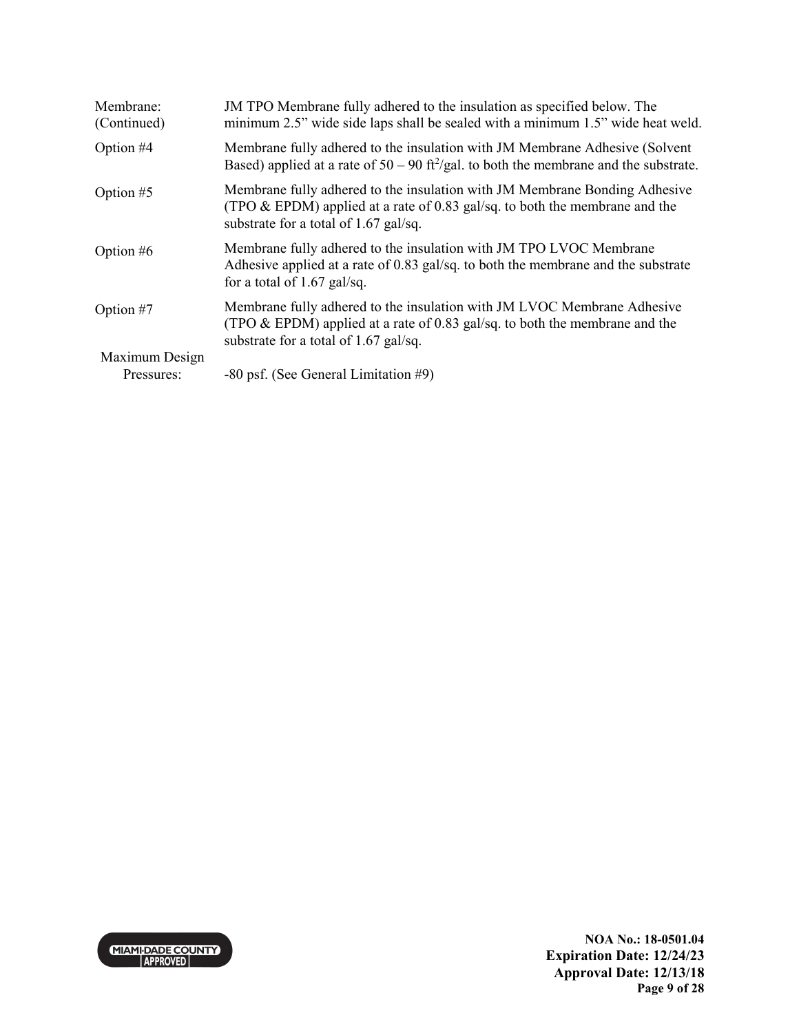| | |
|---|---|
| Membrane: (Continued) | JM TPO Membrane fully adhered to the insulation as specified below. The minimum 2.5” wide side laps shall be sealed with a minimum 1.5” wide heat weld. |
| Option #4 | Membrane fully adhered to the insulation with JM Membrane Adhesive (Solvent Based) applied at a rate of 50 – 90 $ft^2$/gal. to both the membrane and the substrate. |
| Option #5 | Membrane fully adhered to the insulation with JM Membrane Bonding Adhesive (TPO & EPDM) applied at a rate of 0.83 gal/sq. to both the membrane and the substrate for a total of 1.67 gal/sq. |
| Option #6 | Membrane fully adhered to the insulation with JM TPO LVOC Membrane Adhesive applied at a rate of 0.83 gal/sq. to both the membrane and the substrate for a total of 1.67 gal/sq. |
| Option #7 | Membrane fully adhered to the insulation with JM LVOC Membrane Adhesive (TPO & EPDM) applied at a rate of 0.83 gal/sq. to both the membrane and the substrate for a total of 1.67 gal/sq. |
| Maximum Design Pressures: | -80 psf. (See General Limitation #9) |

MIAMI-DADE COUNTY APPROVED

**NOA No.: 18-0501.04**
**Expiration Date: 12/24/23**
**Approval Date: 12/13/18**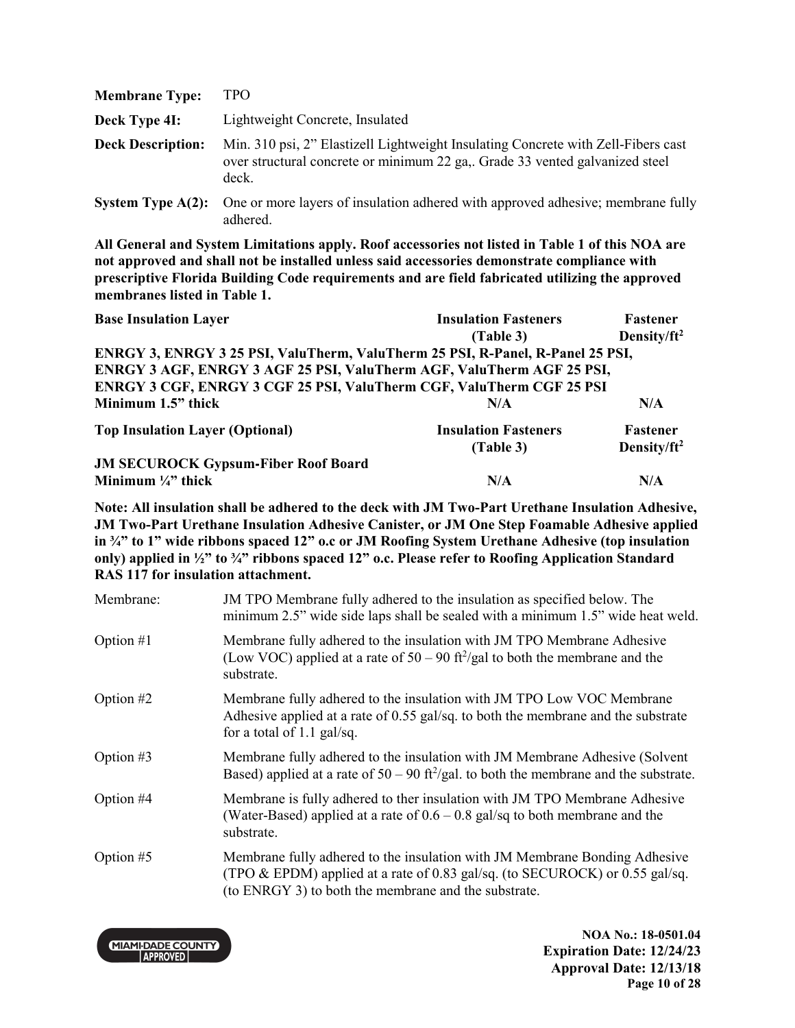| | |
|---|---|
| **Membrane Type:** | TPO |
| **Deck Type 4I:** | Lightweight Concrete, Insulated |
| **Deck Description:** | Min. 310 psi, 2" Elastizell Lightweight Insulating Concrete with Zell-Fibers cast over structural concrete or minimum 22 ga,. Grade 33 vented galvanized steel deck. |
| **System Type A(2):** | One or more layers of insulation adhered with approved adhesive; membrane fully adhered. |

**All General and System Limitations apply. Roof accessories not listed in Table 1 of this NOA are not approved and shall not be installed unless said accessories demonstrate compliance with prescriptive Florida Building Code requirements and are field fabricated utilizing the approved membranes listed in Table 1.**

| **Base Insulation Layer** | **Insulation Fasteners (Table 3)** | **Fastener Density/ft$^2$** |
|---|---|---|
| **ENRGY 3, ENRGY 3 25 PSI, ValuTherm, ValuTherm 25 PSI, R-Panel, R-Panel 25 PSI, ENRGY 3 AGF, ENRGY 3 AGF 25 PSI, ValuTherm AGF, ValuTherm AGF 25 PSI, ENRGY 3 CGF, ENRGY 3 CGF 25 PSI, ValuTherm CGF, ValuTherm CGF 25 PSI** | | |
| **Minimum 1.5" thick** | **N/A** | **N/A** |

| **Top Insulation Layer (Optional)** | **Insulation Fasteners (Table 3)** | **Fastener Density/ft$^2$** |
|---|---|---|
| **JM SECUROCK Gypsum-Fiber Roof Board** | | |
| **Minimum ¼" thick** | **N/A** | **N/A** |

**Note: All insulation shall be adhered to the deck with JM Two-Part Urethane Insulation Adhesive, JM Two-Part Urethane Insulation Adhesive Canister, or JM One Step Foamable Adhesive applied in ¾" to 1" wide ribbons spaced 12" o.c or JM Roofing System Urethane Adhesive (top insulation only) applied in ½" to ¾" ribbons spaced 12" o.c. Please refer to Roofing Application Standard RAS 117 for insulation attachment.**

| | |
|---|---|
| Membrane: | JM TPO Membrane fully adhered to the insulation as specified below. The minimum 2.5" wide side laps shall be sealed with a minimum 1.5" wide heat weld. |
| Option #1 | Membrane fully adhered to the insulation with JM TPO Membrane Adhesive (Low VOC) applied at a rate of 50 – 90 ft$^2$/gal to both the membrane and the substrate. |
| Option #2 | Membrane fully adhered to the insulation with JM TPO Low VOC Membrane Adhesive applied at a rate of 0.55 gal/sq. to both the membrane and the substrate for a total of 1.1 gal/sq. |
| Option #3 | Membrane fully adhered to the insulation with JM Membrane Adhesive (Solvent Based) applied at a rate of 50 – 90 ft$^2$/gal. to both the membrane and the substrate. |
| Option #4 | Membrane is fully adhered to ther insulation with JM TPO Membrane Adhesive (Water-Based) applied at a rate of 0.6 – 0.8 gal/sq to both membrane and the substrate. |
| Option #5 | Membrane fully adhered to the insulation with JM Membrane Bonding Adhesive (TPO & EPDM) applied at a rate of 0.83 gal/sq. (to SECUROCK) or 0.55 gal/sq. (to ENRGY 3) to both the membrane and the substrate. |

**NOA No.: 18-0501.04**
**Expiration Date: 12/24/23**
**Approval Date: 12/13/18**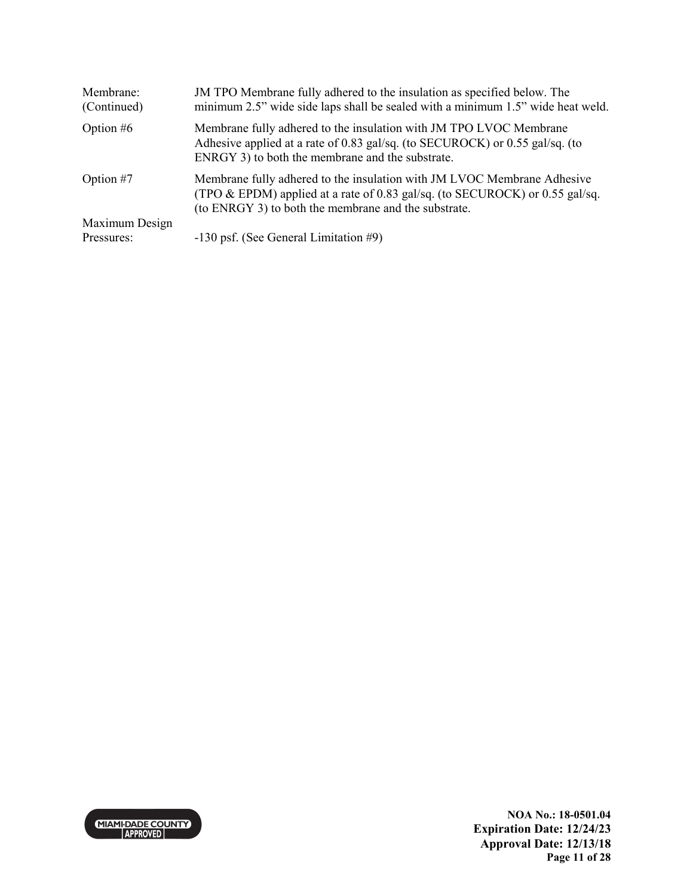| | |
|---|---|
| Membrane: (Continued) | JM TPO Membrane fully adhered to the insulation as specified below. The minimum 2.5" wide side laps shall be sealed with a minimum 1.5" wide heat weld. |
| Option #6 | Membrane fully adhered to the insulation with JM TPO LVOC Membrane Adhesive applied at a rate of 0.83 gal/sq. (to SECUROCK) or 0.55 gal/sq. (to ENRGY 3) to both the membrane and the substrate. |
| Option #7 | Membrane fully adhered to the insulation with JM LVOC Membrane Adhesive (TPO & EPDM) applied at a rate of 0.83 gal/sq. (to SECUROCK) or 0.55 gal/sq. (to ENRGY 3) to both the membrane and the substrate. |
| Maximum Design Pressures: | -130 psf. (See General Limitation #9) |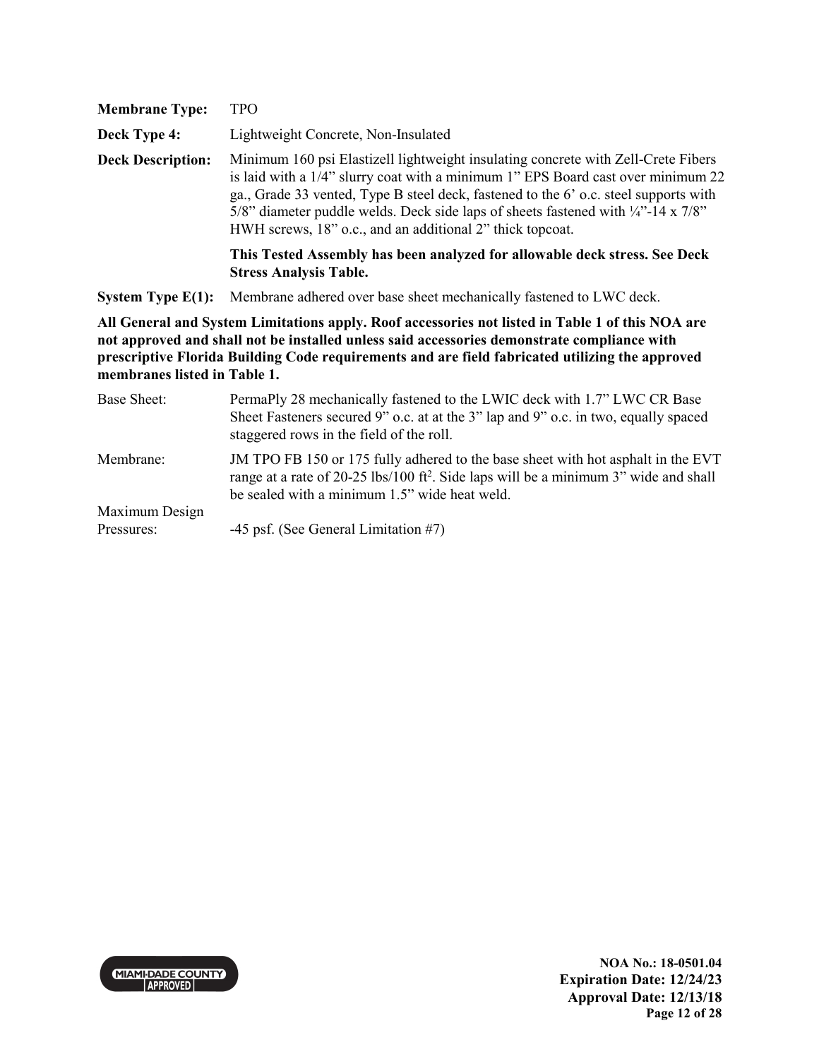**Membrane Type:** TPO

**Deck Type 4:** Lightweight Concrete, Non-Insulated

**Deck Description:** Minimum 160 psi Elastizell lightweight insulating concrete with Zell-Crete Fibers is laid with a 1/4" slurry coat with a minimum 1" EPS Board cast over minimum 22 ga., Grade 33 vented, Type B steel deck, fastened to the 6' o.c. steel supports with 5/8" diameter puddle welds. Deck side laps of sheets fastened with ¼"-14 x 7/8" HWH screws, 18" o.c., and an additional 2" thick topcoat.

**This Tested Assembly has been analyzed for allowable deck stress. See Deck Stress Analysis Table.**

**System Type E(1):** Membrane adhered over base sheet mechanically fastened to LWC deck.

**All General and System Limitations apply. Roof accessories not listed in Table 1 of this NOA are not approved and shall not be installed unless said accessories demonstrate compliance with prescriptive Florida Building Code requirements and are field fabricated utilizing the approved membranes listed in Table 1.**

Base Sheet: PermaPly 28 mechanically fastened to the LWIC deck with 1.7" LWC CR Base Sheet Fasteners secured 9" o.c. at at the 3" lap and 9" o.c. in two, equally spaced staggered rows in the field of the roll.

Membrane: JM TPO FB 150 or 175 fully adhered to the base sheet with hot asphalt in the EVT range at a rate of 20-25 lbs/100 ft$^2$. Side laps will be a minimum 3" wide and shall be sealed with a minimum 1.5" wide heat weld.

Maximum Design Pressures: -45 psf. (See General Limitation #7)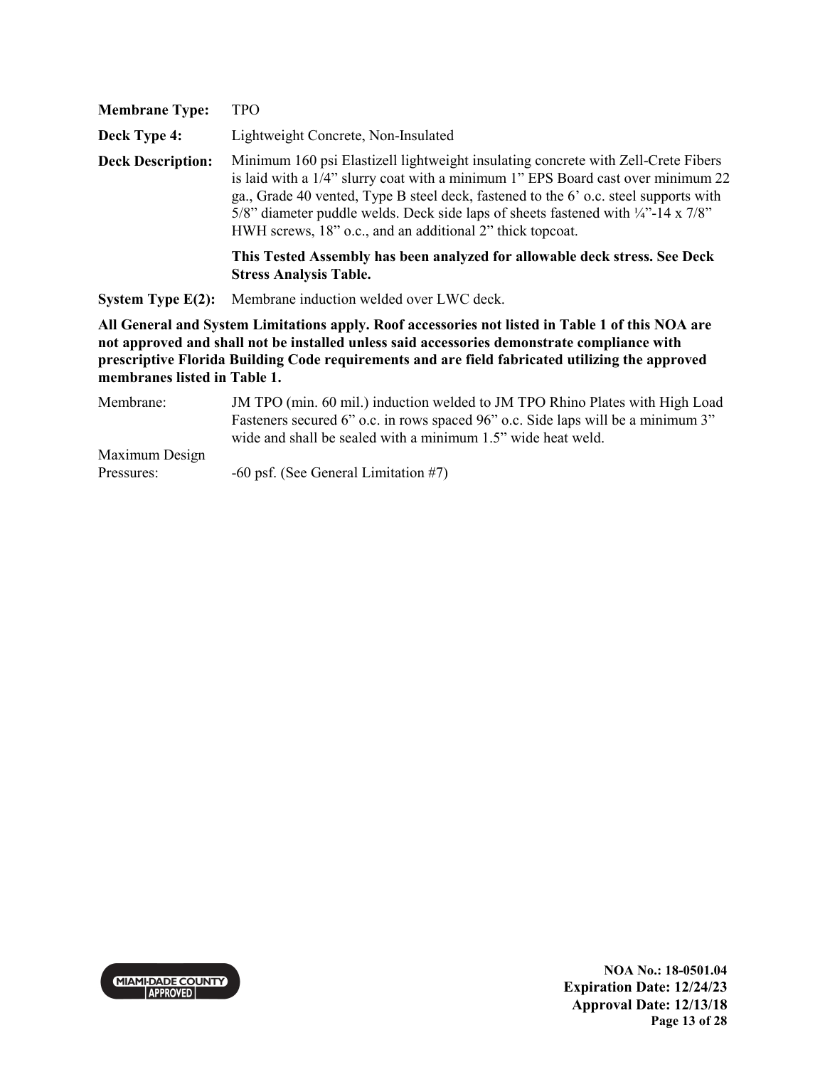| | |
|---|---|
| **Membrane Type:** | TPO |
| **Deck Type 4:** | Lightweight Concrete, Non-Insulated |
| **Deck Description:** | Minimum 160 psi Elastizell lightweight insulating concrete with Zell-Crete Fibers is laid with a 1/4" slurry coat with a minimum 1" EPS Board cast over minimum 22 ga., Grade 40 vented, Type B steel deck, fastened to the 6' o.c. steel supports with 5/8" diameter puddle welds. Deck side laps of sheets fastened with ¼"-14 x 7/8" HWH screws, 18" o.c., and an additional 2" thick topcoat. |
| | **This Tested Assembly has been analyzed for allowable deck stress. See Deck Stress Analysis Table.** |
| **System Type E(2):** | Membrane induction welded over LWC deck. |

**All General and System Limitations apply. Roof accessories not listed in Table 1 of this NOA are not approved and shall not be installed unless said accessories demonstrate compliance with prescriptive Florida Building Code requirements and are field fabricated utilizing the approved membranes listed in Table 1.**

| | |
|---|---|
| Membrane: | JM TPO (min. 60 mil.) induction welded to JM TPO Rhino Plates with High Load Fasteners secured 6" o.c. in rows spaced 96" o.c. Side laps will be a minimum 3" wide and shall be sealed with a minimum 1.5" wide heat weld. |
| Maximum Design Pressures: | -60 psf. (See General Limitation #7) |

**NOA No.: 18-0501.04**
**Expiration Date: 12/24/23**
**Approval Date: 12/13/18**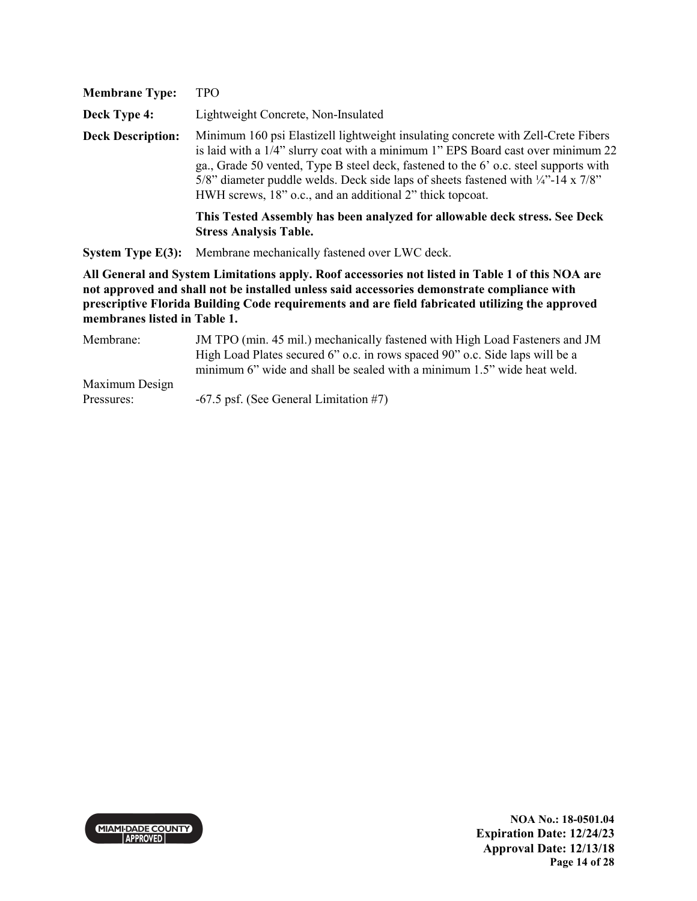**Membrane Type:** TPO

**Deck Type 4:** Lightweight Concrete, Non-Insulated

**Deck Description:** Minimum 160 psi Elastizell lightweight insulating concrete with Zell-Crete Fibers is laid with a 1/4" slurry coat with a minimum 1" EPS Board cast over minimum 22 ga., Grade 50 vented, Type B steel deck, fastened to the 6' o.c. steel supports with 5/8" diameter puddle welds. Deck side laps of sheets fastened with ¼"-14 x 7/8" HWH screws, 18" o.c., and an additional 2" thick topcoat.

**This Tested Assembly has been analyzed for allowable deck stress. See Deck Stress Analysis Table.**

**System Type E(3):** Membrane mechanically fastened over LWC deck.

**All General and System Limitations apply. Roof accessories not listed in Table 1 of this NOA are not approved and shall not be installed unless said accessories demonstrate compliance with prescriptive Florida Building Code requirements and are field fabricated utilizing the approved membranes listed in Table 1.**

Membrane: JM TPO (min. 45 mil.) mechanically fastened with High Load Fasteners and JM High Load Plates secured 6" o.c. in rows spaced 90" o.c. Side laps will be a minimum 6" wide and shall be sealed with a minimum 1.5" wide heat weld.

Maximum Design Pressures: -67.5 psf. (See General Limitation #7)

NOA No.: 18-0501.04
Expiration Date: 12/24/23
Approval Date: 12/13/18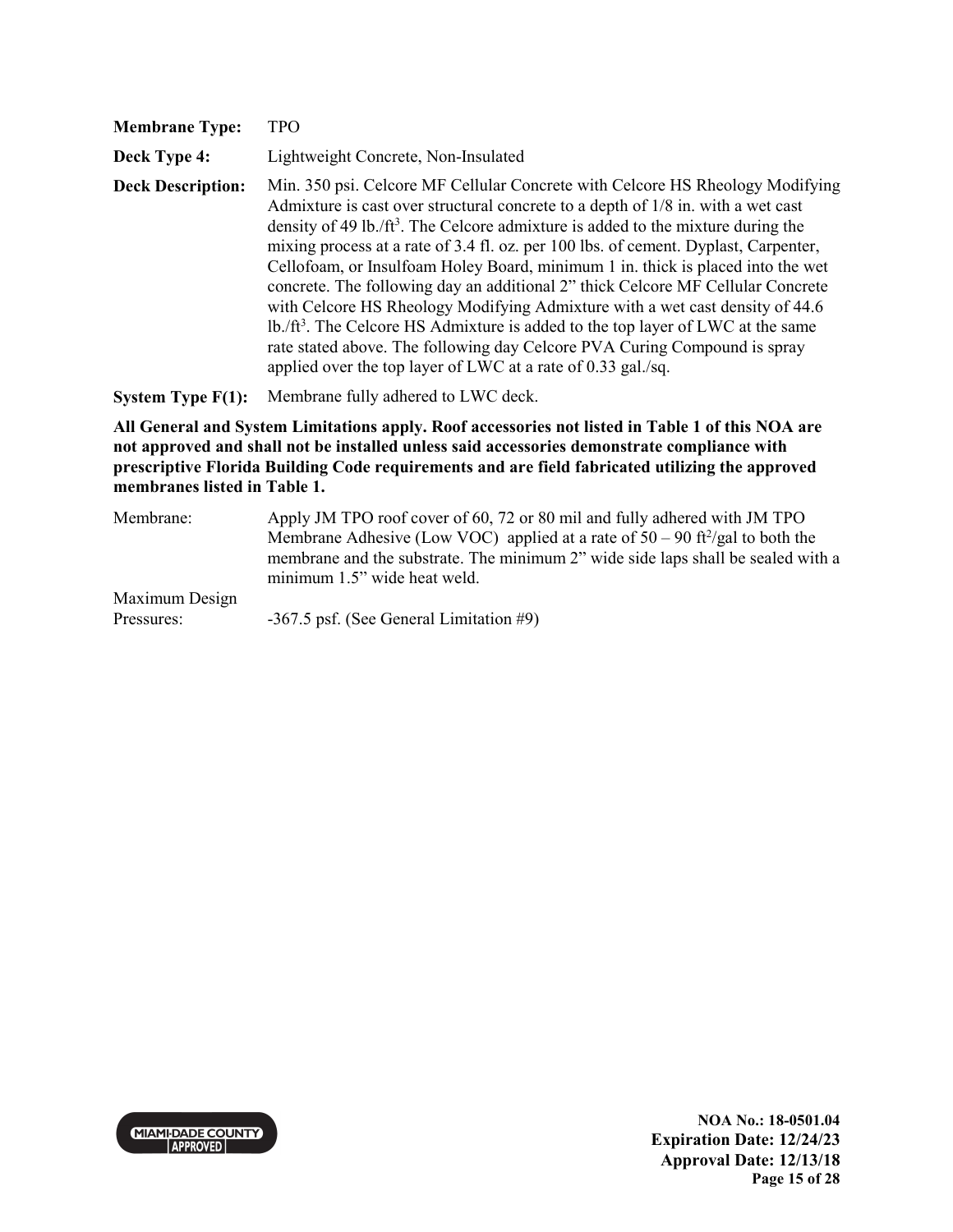**Membrane Type:** TPO

**Deck Type 4:** Lightweight Concrete, Non-Insulated

**Deck Description:** Min. 350 psi. Celcore MF Cellular Concrete with Celcore HS Rheology Modifying Admixture is cast over structural concrete to a depth of 1/8 in. with a wet cast density of 49 lb./ft$^3$. The Celcore admixture is added to the mixture during the mixing process at a rate of 3.4 fl. oz. per 100 lbs. of cement. Dyplast, Carpenter, Cellofoam, or Insulfoam Holey Board, minimum 1 in. thick is placed into the wet concrete. The following day an additional 2" thick Celcore MF Cellular Concrete with Celcore HS Rheology Modifying Admixture with a wet cast density of 44.6 lb./ft$^3$. The Celcore HS Admixture is added to the top layer of LWC at the same rate stated above. The following day Celcore PVA Curing Compound is spray applied over the top layer of LWC at a rate of 0.33 gal./sq.

**System Type F(1):** Membrane fully adhered to LWC deck.

**All General and System Limitations apply. Roof accessories not listed in Table 1 of this NOA are not approved and shall not be installed unless said accessories demonstrate compliance with prescriptive Florida Building Code requirements and are field fabricated utilizing the approved membranes listed in Table 1.**

Membrane: Apply JM TPO roof cover of 60, 72 or 80 mil and fully adhered with JM TPO Membrane Adhesive (Low VOC) applied at a rate of 50 – 90 ft$^2$/gal to both the membrane and the substrate. The minimum 2" wide side laps shall be sealed with a minimum 1.5" wide heat weld.

Maximum Design Pressures: -367.5 psf. (See General Limitation #9)

NOA No.: 18-0501.04
Expiration Date: 12/24/23
Approval Date: 12/13/18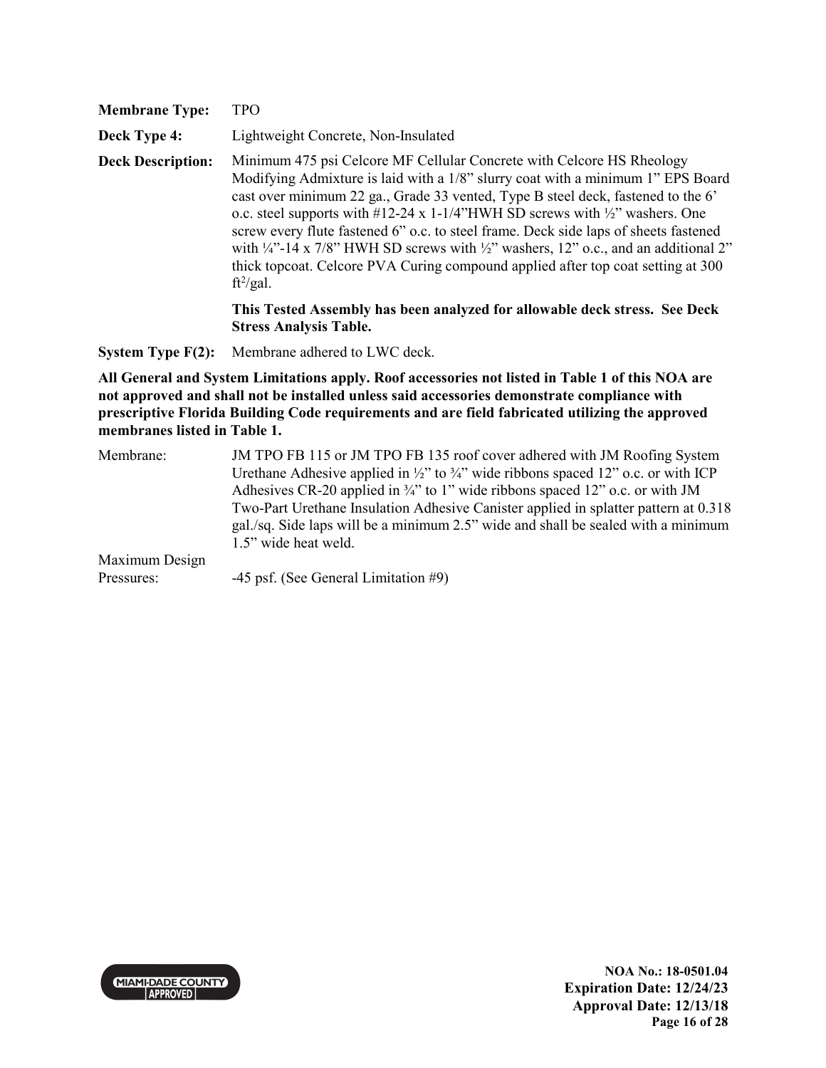**Membrane Type:** TPO

**Deck Type 4:** Lightweight Concrete, Non-Insulated

**Deck Description:** Minimum 475 psi Celcore MF Cellular Concrete with Celcore HS Rheology Modifying Admixture is laid with a 1/8" slurry coat with a minimum 1" EPS Board cast over minimum 22 ga., Grade 33 vented, Type B steel deck, fastened to the 6' o.c. steel supports with #12-24 x 1-1/4"HWH SD screws with ½" washers. One screw every flute fastened 6" o.c. to steel frame. Deck side laps of sheets fastened with ¼"-14 x 7/8" HWH SD screws with ½" washers, 12" o.c., and an additional 2" thick topcoat. Celcore PVA Curing compound applied after top coat setting at 300 $ft^2$/gal.

**This Tested Assembly has been analyzed for allowable deck stress. See Deck Stress Analysis Table.**

**System Type F(2):** Membrane adhered to LWC deck.

**All General and System Limitations apply. Roof accessories not listed in Table 1 of this NOA are not approved and shall not be installed unless said accessories demonstrate compliance with prescriptive Florida Building Code requirements and are field fabricated utilizing the approved membranes listed in Table 1.**

Membrane: JM TPO FB 115 or JM TPO FB 135 roof cover adhered with JM Roofing System Urethane Adhesive applied in ½" to ¾" wide ribbons spaced 12" o.c. or with ICP Adhesives CR-20 applied in ¾" to 1" wide ribbons spaced 12" o.c. or with JM Two-Part Urethane Insulation Adhesive Canister applied in splatter pattern at 0.318 gal./sq. Side laps will be a minimum 2.5" wide and shall be sealed with a minimum 1.5" wide heat weld.

Maximum Design Pressures: -45 psf. (See General Limitation #9)

NOA No.: 18-0501.04
Expiration Date: 12/24/23
Approval Date: 12/13/18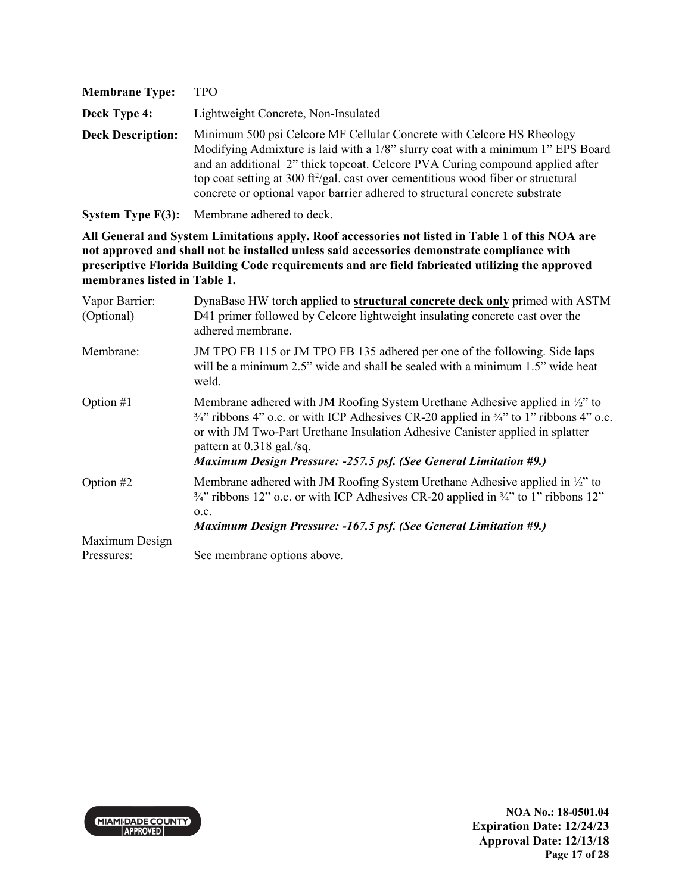**Membrane Type:** TPO

**Deck Type 4:** Lightweight Concrete, Non-Insulated

**Deck Description:** Minimum 500 psi Celcore MF Cellular Concrete with Celcore HS Rheology Modifying Admixture is laid with a 1/8" slurry coat with a minimum 1" EPS Board and an additional 2" thick topcoat. Celcore PVA Curing compound applied after top coat setting at 300 $ft^2$/gal. cast over cementitious wood fiber or structural concrete or optional vapor barrier adhered to structural concrete substrate

**System Type F(3):** Membrane adhered to deck.

**All General and System Limitations apply. Roof accessories not listed in Table 1 of this NOA are not approved and shall not be installed unless said accessories demonstrate compliance with prescriptive Florida Building Code requirements and are field fabricated utilizing the approved membranes listed in Table 1.**

Vapor Barrier: (Optional) DynaBase HW torch applied to **structural concrete deck only** primed with ASTM D41 primer followed by Celcore lightweight insulating concrete cast over the adhered membrane.

Membrane: JM TPO FB 115 or JM TPO FB 135 adhered per one of the following. Side laps will be a minimum 2.5" wide and shall be sealed with a minimum 1.5" wide heat weld.

Option #1 Membrane adhered with JM Roofing System Urethane Adhesive applied in ½" to ¾" ribbons 4" o.c. or with ICP Adhesives CR-20 applied in ¾" to 1" ribbons 4" o.c. or with JM Two-Part Urethane Insulation Adhesive Canister applied in splatter pattern at 0.318 gal./sq.
***Maximum Design Pressure: -257.5 psf. (See General Limitation #9.)***

Option #2 Membrane adhered with JM Roofing System Urethane Adhesive applied in ½" to ¾" ribbons 12" o.c. or with ICP Adhesives CR-20 applied in ¾" to 1" ribbons 12" o.c.
***Maximum Design Pressure: -167.5 psf. (See General Limitation #9.)***

Maximum Design Pressures: See membrane options above.

NOA No.: 18-0501.04
Expiration Date: 12/24/23
Approval Date: 12/13/18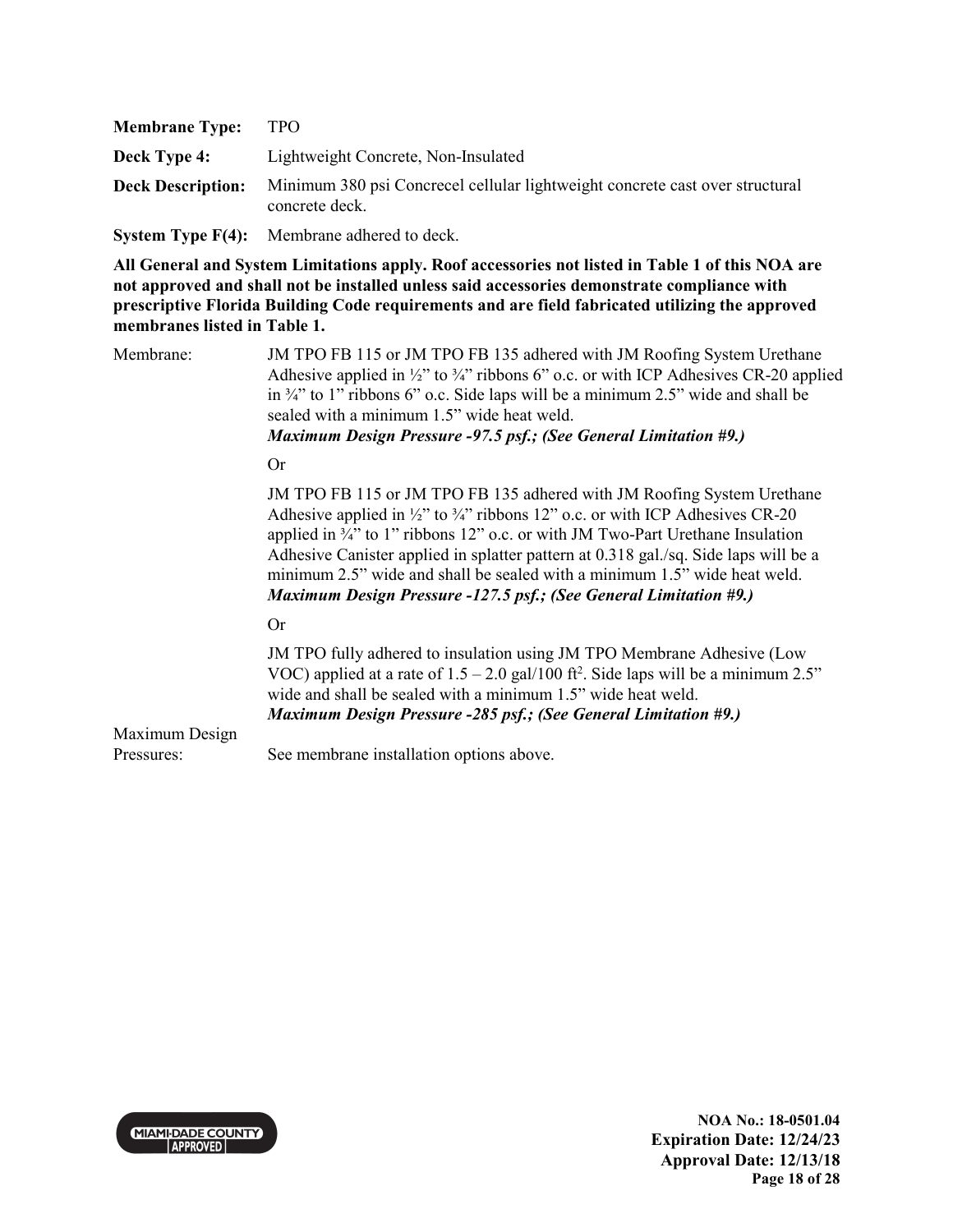**Membrane Type:** TPO

**Deck Type 4:** Lightweight Concrete, Non-Insulated

**Deck Description:** Minimum 380 psi Concrecel cellular lightweight concrete cast over structural concrete deck.

**System Type F(4):** Membrane adhered to deck.

**All General and System Limitations apply. Roof accessories not listed in Table 1 of this NOA are not approved and shall not be installed unless said accessories demonstrate compliance with prescriptive Florida Building Code requirements and are field fabricated utilizing the approved membranes listed in Table 1.**

Membrane: JM TPO FB 115 or JM TPO FB 135 adhered with JM Roofing System Urethane Adhesive applied in ½" to ¾" ribbons 6" o.c. or with ICP Adhesives CR-20 applied in ¾" to 1" ribbons 6" o.c. Side laps will be a minimum 2.5" wide and shall be sealed with a minimum 1.5" wide heat weld.
***Maximum Design Pressure -97.5 psf.; (See General Limitation #9.)***

Or

JM TPO FB 115 or JM TPO FB 135 adhered with JM Roofing System Urethane Adhesive applied in ½" to ¾" ribbons 12" o.c. or with ICP Adhesives CR-20 applied in ¾" to 1" ribbons 12" o.c. or with JM Two-Part Urethane Insulation Adhesive Canister applied in splatter pattern at 0.318 gal./sq. Side laps will be a minimum 2.5" wide and shall be sealed with a minimum 1.5" wide heat weld.
***Maximum Design Pressure -127.5 psf.; (See General Limitation #9.)***

Or

JM TPO fully adhered to insulation using JM TPO Membrane Adhesive (Low VOC) applied at a rate of 1.5 – 2.0 gal/100 ft$^2$. Side laps will be a minimum 2.5" wide and shall be sealed with a minimum 1.5" wide heat weld.
***Maximum Design Pressure -285 psf.; (See General Limitation #9.)***

Maximum Design Pressures: See membrane installation options above.

NOA No.: 18-0501.04
Expiration Date: 12/24/23
Approval Date: 12/13/18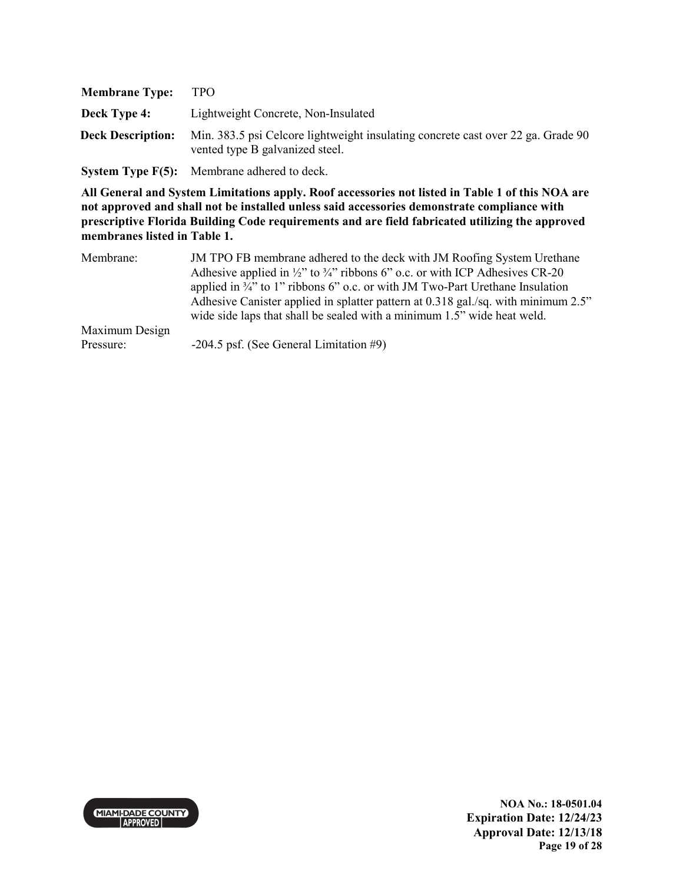**Membrane Type:** TPO

**Deck Type 4:** Lightweight Concrete, Non-Insulated

**Deck Description:** Min. 383.5 psi Celcore lightweight insulating concrete cast over 22 ga. Grade 90 vented type B galvanized steel.

**System Type F(5):** Membrane adhered to deck.

**All General and System Limitations apply. Roof accessories not listed in Table 1 of this NOA are not approved and shall not be installed unless said accessories demonstrate compliance with prescriptive Florida Building Code requirements and are field fabricated utilizing the approved membranes listed in Table 1.**

| | |
|---|---|
| Membrane: | JM TPO FB membrane adhered to the deck with JM Roofing System Urethane Adhesive applied in ½" to ¾" ribbons 6" o.c. or with ICP Adhesives CR-20 applied in ¾" to 1" ribbons 6" o.c. or with JM Two-Part Urethane Insulation Adhesive Canister applied in splatter pattern at 0.318 gal./sq. with minimum 2.5" wide side laps that shall be sealed with a minimum 1.5" wide heat weld. |
| Maximum Design Pressure: | -204.5 psf. (See General Limitation #9) |

NOA No.: 18-0501.04
Expiration Date: 12/24/23
Approval Date: 12/13/18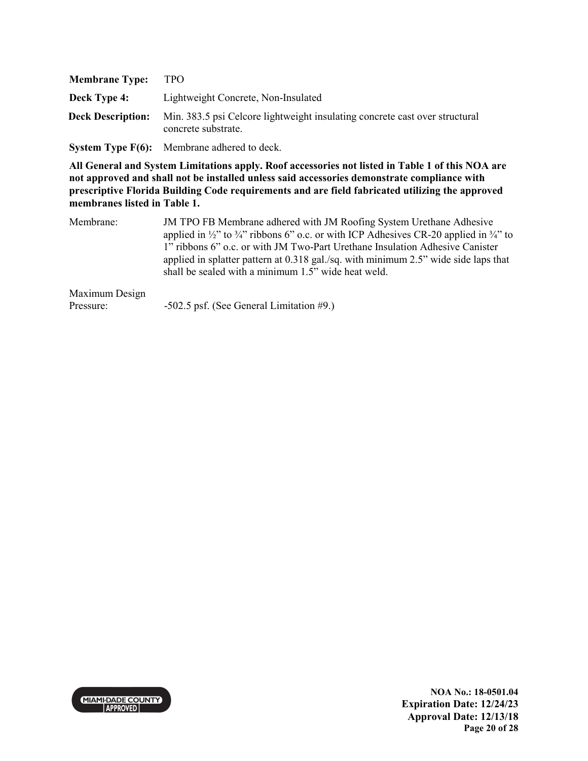**Membrane Type:** TPO

**Deck Type 4:** Lightweight Concrete, Non-Insulated

**Deck Description:** Min. 383.5 psi Celcore lightweight insulating concrete cast over structural concrete substrate.

**System Type F(6):** Membrane adhered to deck.

**All General and System Limitations apply. Roof accessories not listed in Table 1 of this NOA are not approved and shall not be installed unless said accessories demonstrate compliance with prescriptive Florida Building Code requirements and are field fabricated utilizing the approved membranes listed in Table 1.**

Membrane: JM TPO FB Membrane adhered with JM Roofing System Urethane Adhesive applied in ½" to ¾" ribbons 6" o.c. or with ICP Adhesives CR-20 applied in ¾" to 1" ribbons 6" o.c. or with JM Two-Part Urethane Insulation Adhesive Canister applied in splatter pattern at 0.318 gal./sq. with minimum 2.5" wide side laps that shall be sealed with a minimum 1.5" wide heat weld.

Maximum Design Pressure: -502.5 psf. (See General Limitation #9.)

NOA No.: 18-0501.04
Expiration Date: 12/24/23
Approval Date: 12/13/18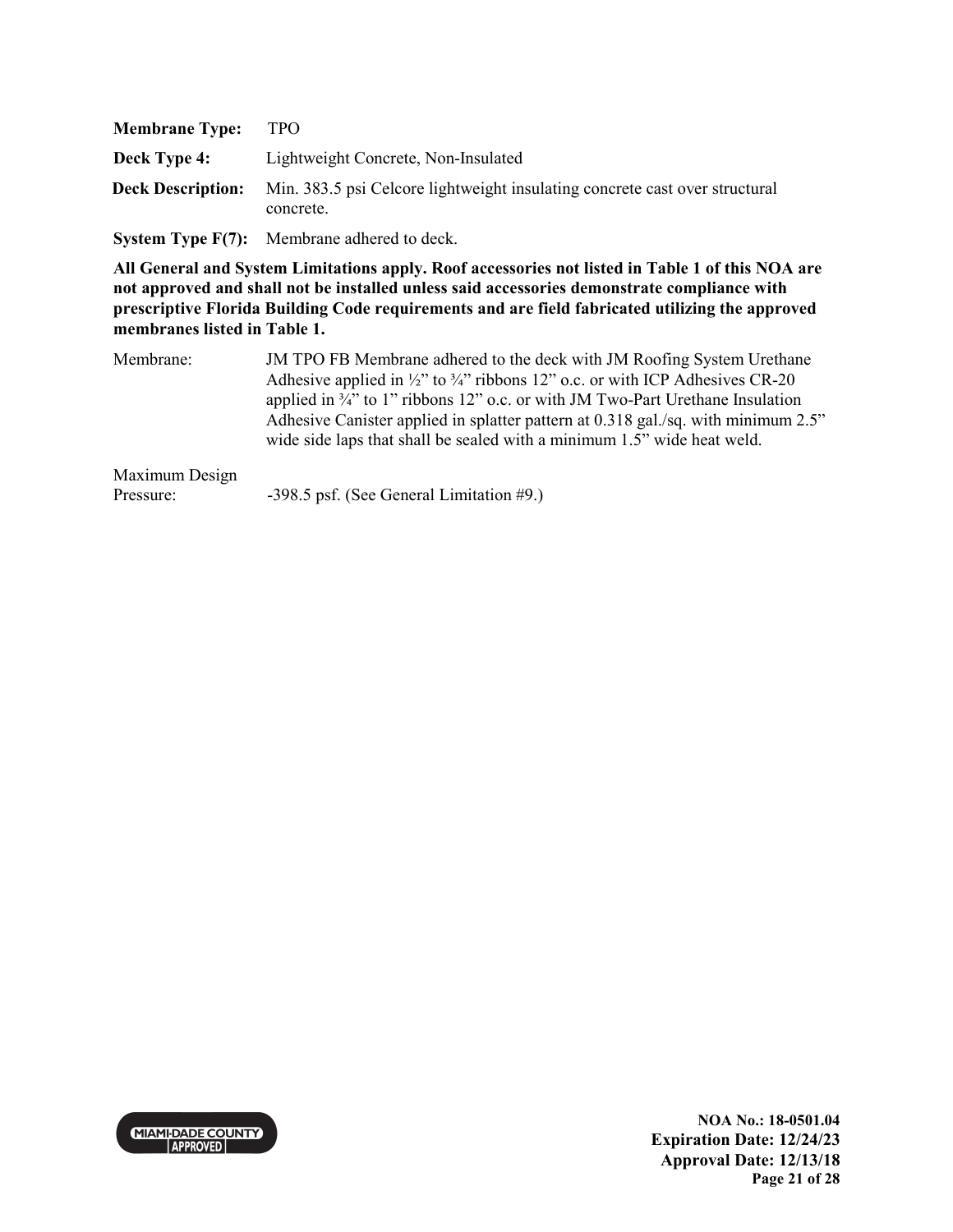**Membrane Type:** TPO

**Deck Type 4:** Lightweight Concrete, Non-Insulated

**Deck Description:** Min. 383.5 psi Celcore lightweight insulating concrete cast over structural concrete.

**System Type F(7):** Membrane adhered to deck.

**All General and System Limitations apply. Roof accessories not listed in Table 1 of this NOA are not approved and shall not be installed unless said accessories demonstrate compliance with prescriptive Florida Building Code requirements and are field fabricated utilizing the approved membranes listed in Table 1.**

Membrane: JM TPO FB Membrane adhered to the deck with JM Roofing System Urethane Adhesive applied in ½" to ¾" ribbons 12" o.c. or with ICP Adhesives CR-20 applied in ¾" to 1" ribbons 12" o.c. or with JM Two-Part Urethane Insulation Adhesive Canister applied in splatter pattern at 0.318 gal./sq. with minimum 2.5" wide side laps that shall be sealed with a minimum 1.5" wide heat weld.

Maximum Design Pressure: -398.5 psf. (See General Limitation #9.)

NOA No.: 18-0501.04
Expiration Date: 12/24/23
Approval Date: 12/13/18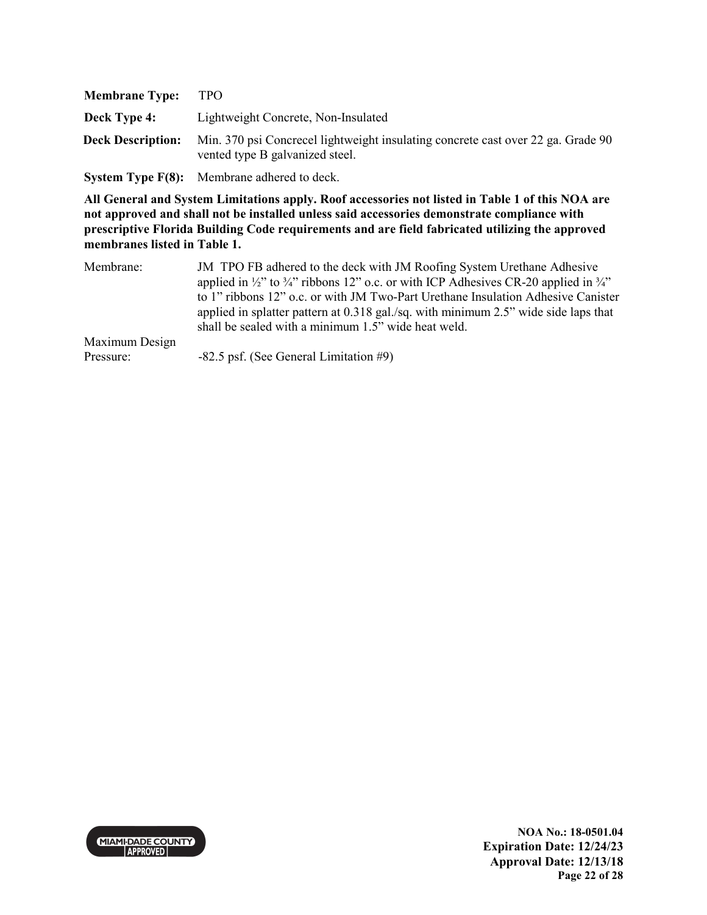**Membrane Type:** TPO

**Deck Type 4:** Lightweight Concrete, Non-Insulated

**Deck Description:** Min. 370 psi Concrecel lightweight insulating concrete cast over 22 ga. Grade 90 vented type B galvanized steel.

**System Type F(8):** Membrane adhered to deck.

**All General and System Limitations apply. Roof accessories not listed in Table 1 of this NOA are not approved and shall not be installed unless said accessories demonstrate compliance with prescriptive Florida Building Code requirements and are field fabricated utilizing the approved membranes listed in Table 1.**

| | |
|---|---|
| Membrane: | JM TPO FB adhered to the deck with JM Roofing System Urethane Adhesive applied in ½" to ¾" ribbons 12" o.c. or with ICP Adhesives CR-20 applied in ¾" to 1" ribbons 12" o.c. or with JM Two-Part Urethane Insulation Adhesive Canister applied in splatter pattern at 0.318 gal./sq. with minimum 2.5" wide side laps that shall be sealed with a minimum 1.5" wide heat weld. |
| Maximum Design Pressure: | -82.5 psf. (See General Limitation #9) |

NOA No.: 18-0501.04
Expiration Date: 12/24/23
Approval Date: 12/13/18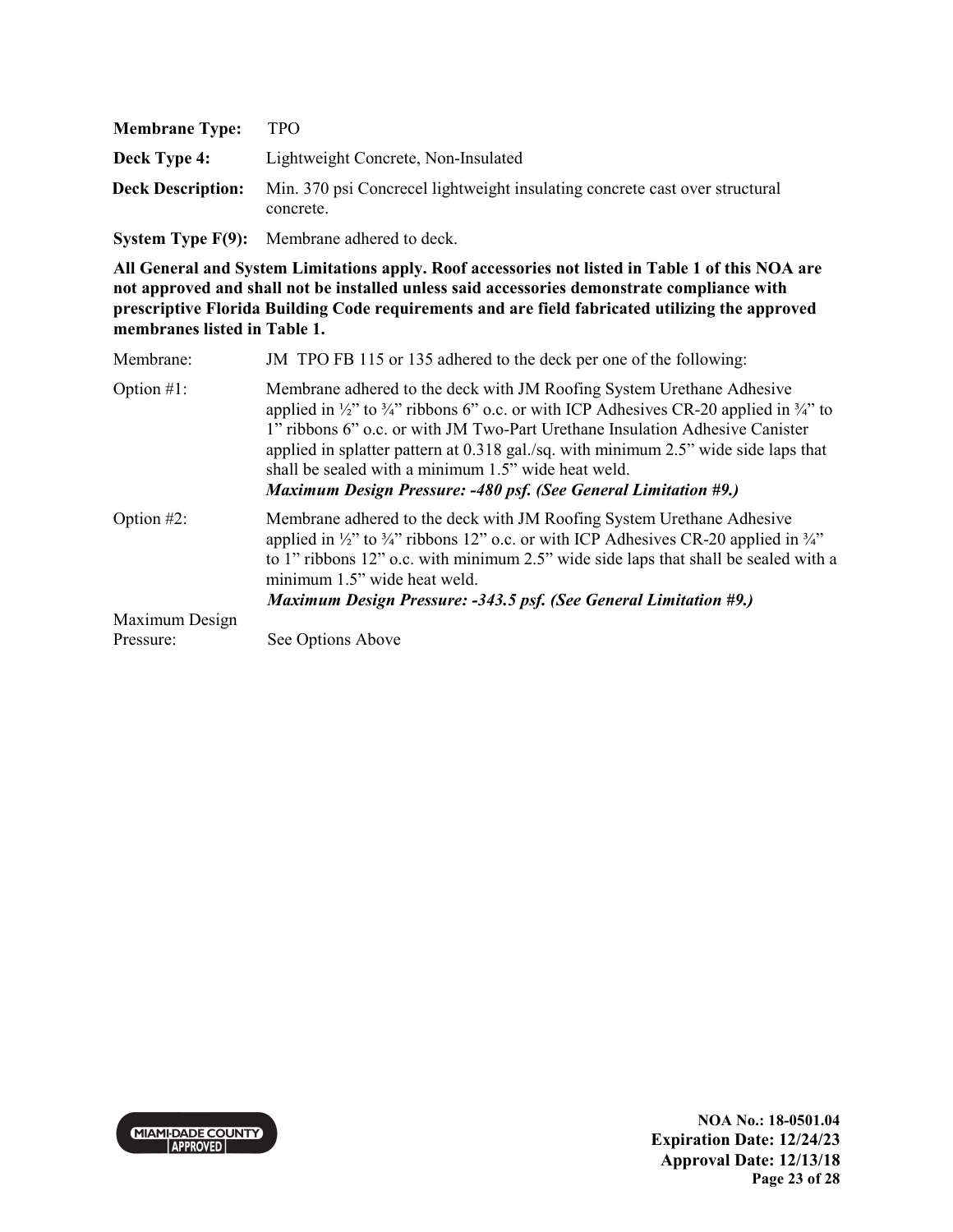**Membrane Type:** TPO

**Deck Type 4:** Lightweight Concrete, Non-Insulated

**Deck Description:** Min. 370 psi Concrecel lightweight insulating concrete cast over structural concrete.

**System Type F(9):** Membrane adhered to deck.

**All General and System Limitations apply. Roof accessories not listed in Table 1 of this NOA are not approved and shall not be installed unless said accessories demonstrate compliance with prescriptive Florida Building Code requirements and are field fabricated utilizing the approved membranes listed in Table 1.**

Membrane: JM TPO FB 115 or 135 adhered to the deck per one of the following:

Option #1: Membrane adhered to the deck with JM Roofing System Urethane Adhesive applied in ½" to ¾" ribbons 6" o.c. or with ICP Adhesives CR-20 applied in ¾" to 1" ribbons 6" o.c. or with JM Two-Part Urethane Insulation Adhesive Canister applied in splatter pattern at 0.318 gal./sq. with minimum 2.5" wide side laps that shall be sealed with a minimum 1.5" wide heat weld.
***Maximum Design Pressure: -480 psf. (See General Limitation #9.)***

Option #2: Membrane adhered to the deck with JM Roofing System Urethane Adhesive applied in ½" to ¾" ribbons 12" o.c. or with ICP Adhesives CR-20 applied in ¾" to 1" ribbons 12" o.c. with minimum 2.5" wide side laps that shall be sealed with a minimum 1.5" wide heat weld.
***Maximum Design Pressure: -343.5 psf. (See General Limitation #9.)***

Maximum Design Pressure: See Options Above

NOA No.: 18-0501.04
Expiration Date: 12/24/23
Approval Date: 12/13/18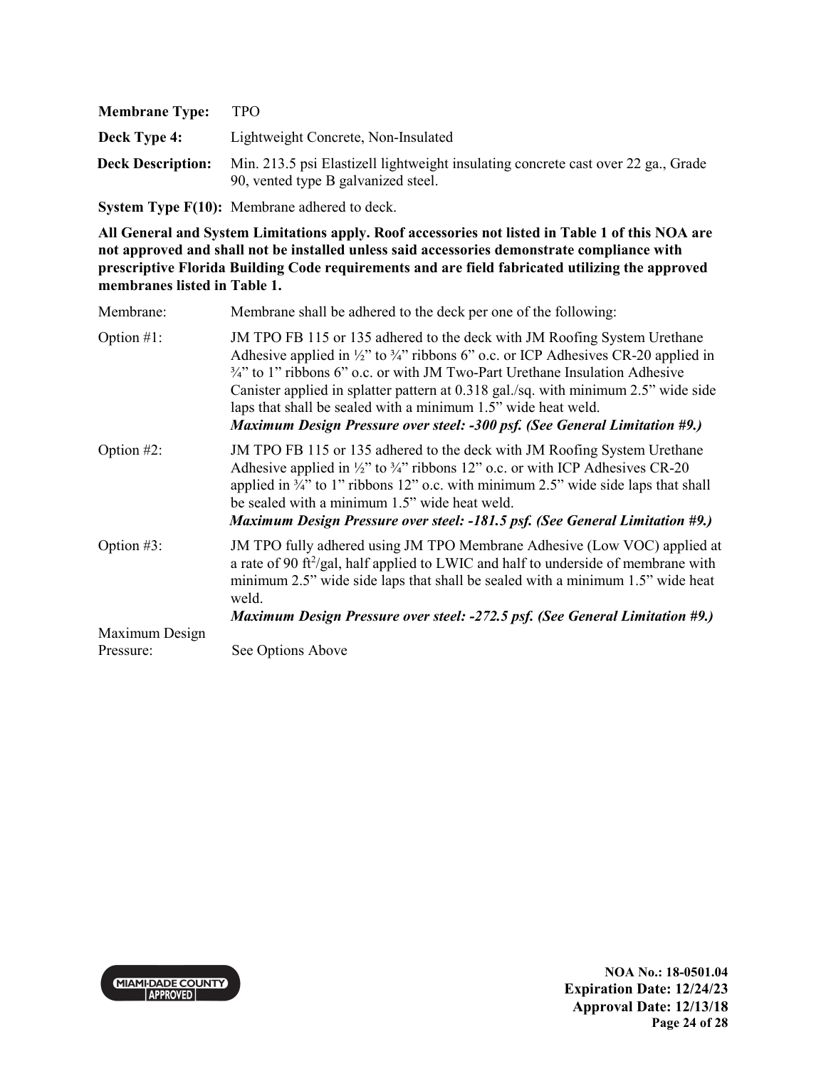**Membrane Type:** TPO

**Deck Type 4:** Lightweight Concrete, Non-Insulated

**Deck Description:** Min. 213.5 psi Elastizell lightweight insulating concrete cast over 22 ga., Grade 90, vented type B galvanized steel.

**System Type F(10):** Membrane adhered to deck.

**All General and System Limitations apply. Roof accessories not listed in Table 1 of this NOA are not approved and shall not be installed unless said accessories demonstrate compliance with prescriptive Florida Building Code requirements and are field fabricated utilizing the approved membranes listed in Table 1.**

Membrane: Membrane shall be adhered to the deck per one of the following:

Option #1: JM TPO FB 115 or 135 adhered to the deck with JM Roofing System Urethane Adhesive applied in ½" to ¾" ribbons 6" o.c. or ICP Adhesives CR-20 applied in ¾" to 1" ribbons 6" o.c. or with JM Two-Part Urethane Insulation Adhesive Canister applied in splatter pattern at 0.318 gal./sq. with minimum 2.5" wide side laps that shall be sealed with a minimum 1.5" wide heat weld.
***Maximum Design Pressure over steel: -300 psf. (See General Limitation #9.)***

Option #2: JM TPO FB 115 or 135 adhered to the deck with JM Roofing System Urethane Adhesive applied in ½" to ¾" ribbons 12" o.c. or with ICP Adhesives CR-20 applied in ¾" to 1" ribbons 12" o.c. with minimum 2.5" wide side laps that shall be sealed with a minimum 1.5" wide heat weld.
***Maximum Design Pressure over steel: -181.5 psf. (See General Limitation #9.)***

Option #3: JM TPO fully adhered using JM TPO Membrane Adhesive (Low VOC) applied at a rate of 90 ft$^2$/gal, half applied to LWIC and half to underside of membrane with minimum 2.5" wide side laps that shall be sealed with a minimum 1.5" wide heat weld.
***Maximum Design Pressure over steel: -272.5 psf. (See General Limitation #9.)***

Maximum Design Pressure: See Options Above

**NOA No.: 18-0501.04**
**Expiration Date: 12/24/23**
**Approval Date: 12/13/18**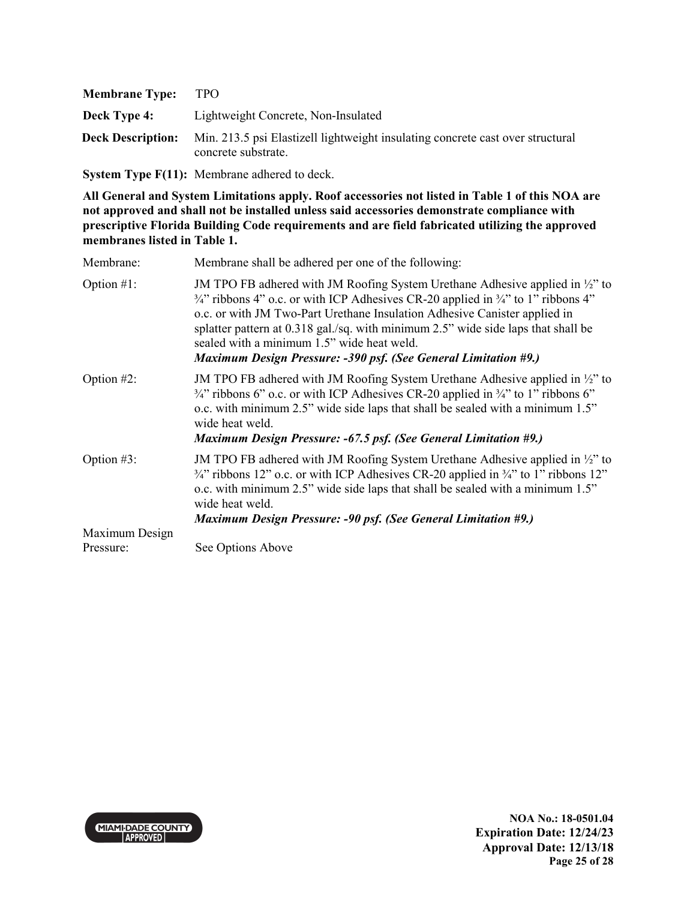**Membrane Type:** TPO

**Deck Type 4:** Lightweight Concrete, Non-Insulated

**Deck Description:** Min. 213.5 psi Elastizell lightweight insulating concrete cast over structural concrete substrate.

**System Type F(11):** Membrane adhered to deck.

**All General and System Limitations apply. Roof accessories not listed in Table 1 of this NOA are not approved and shall not be installed unless said accessories demonstrate compliance with prescriptive Florida Building Code requirements and are field fabricated utilizing the approved membranes listed in Table 1.**

Membrane: Membrane shall be adhered per one of the following:

Option #1: JM TPO FB adhered with JM Roofing System Urethane Adhesive applied in ½" to ¾" ribbons 4" o.c. or with ICP Adhesives CR-20 applied in ¾" to 1" ribbons 4" o.c. or with JM Two-Part Urethane Insulation Adhesive Canister applied in splatter pattern at 0.318 gal./sq. with minimum 2.5" wide side laps that shall be sealed with a minimum 1.5" wide heat weld.
***Maximum Design Pressure: -390 psf. (See General Limitation #9.)***

Option #2: JM TPO FB adhered with JM Roofing System Urethane Adhesive applied in ½" to ¾" ribbons 6" o.c. or with ICP Adhesives CR-20 applied in ¾" to 1" ribbons 6" o.c. with minimum 2.5" wide side laps that shall be sealed with a minimum 1.5" wide heat weld.
***Maximum Design Pressure: -67.5 psf. (See General Limitation #9.)***

Option #3: JM TPO FB adhered with JM Roofing System Urethane Adhesive applied in ½" to ¾" ribbons 12" o.c. or with ICP Adhesives CR-20 applied in ¾" to 1" ribbons 12" o.c. with minimum 2.5" wide side laps that shall be sealed with a minimum 1.5" wide heat weld.
***Maximum Design Pressure: -90 psf. (See General Limitation #9.)***

Maximum Design Pressure: See Options Above

MIAMI-DADE COUNTY APPROVED

**NOA No.: 18-0501.04**
**Expiration Date: 12/24/23**
**Approval Date: 12/13/18**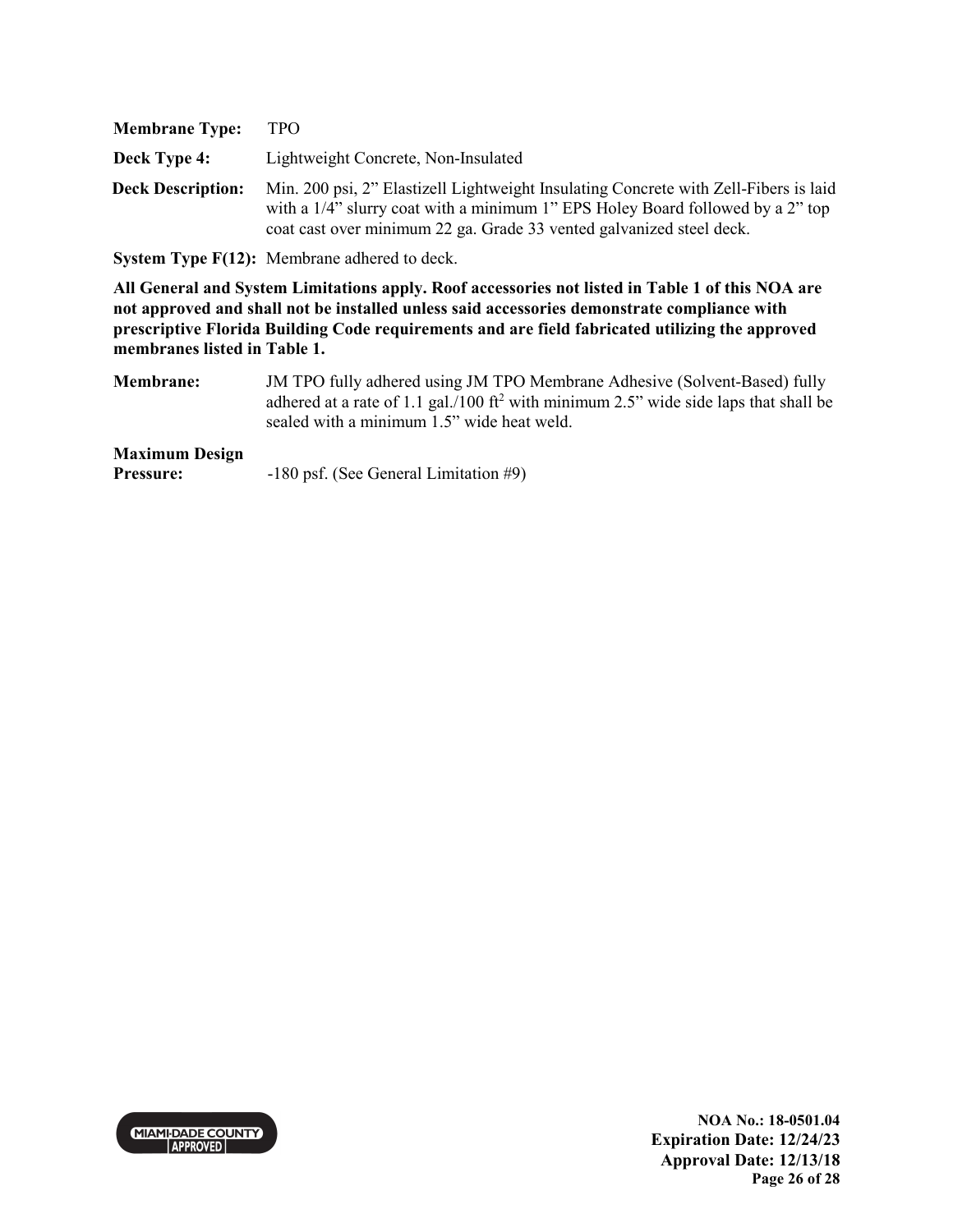**Membrane Type:** TPO

**Deck Type 4:** Lightweight Concrete, Non-Insulated

**Deck Description:** Min. 200 psi, 2" Elastizell Lightweight Insulating Concrete with Zell-Fibers is laid with a 1/4" slurry coat with a minimum 1" EPS Holey Board followed by a 2" top coat cast over minimum 22 ga. Grade 33 vented galvanized steel deck.

**System Type F(12):** Membrane adhered to deck.

**All General and System Limitations apply. Roof accessories not listed in Table 1 of this NOA are not approved and shall not be installed unless said accessories demonstrate compliance with prescriptive Florida Building Code requirements and are field fabricated utilizing the approved membranes listed in Table 1.**

**Membrane:** JM TPO fully adhered using JM TPO Membrane Adhesive (Solvent-Based) fully adhered at a rate of 1.1 gal./100 $ft^2$ with minimum 2.5" wide side laps that shall be sealed with a minimum 1.5" wide heat weld.

**Maximum Design Pressure:** -180 psf. (See General Limitation #9)

**NOA No.: 18-0501.04**
**Expiration Date: 12/24/23**
**Approval Date: 12/13/18**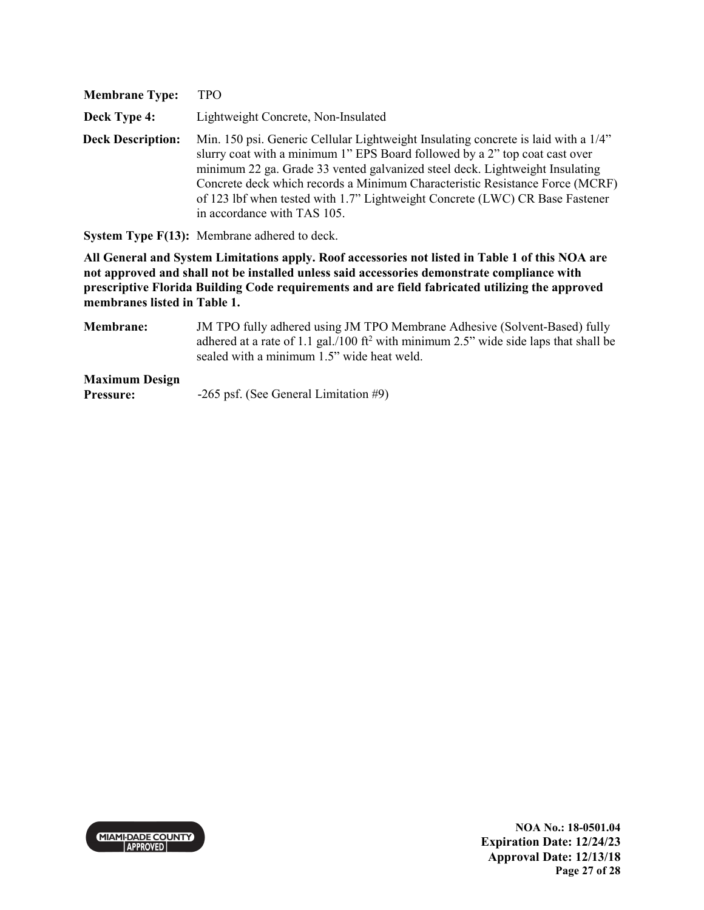**Membrane Type:** TPO

**Deck Type 4:** Lightweight Concrete, Non-Insulated

**Deck Description:** Min. 150 psi. Generic Cellular Lightweight Insulating concrete is laid with a 1/4" slurry coat with a minimum 1" EPS Board followed by a 2" top coat cast over minimum 22 ga. Grade 33 vented galvanized steel deck. Lightweight Insulating Concrete deck which records a Minimum Characteristic Resistance Force (MCRF) of 123 lbf when tested with 1.7" Lightweight Concrete (LWC) CR Base Fastener in accordance with TAS 105.

**System Type F(13):** Membrane adhered to deck.

**All General and System Limitations apply. Roof accessories not listed in Table 1 of this NOA are not approved and shall not be installed unless said accessories demonstrate compliance with prescriptive Florida Building Code requirements and are field fabricated utilizing the approved membranes listed in Table 1.**

**Membrane:** JM TPO fully adhered using JM TPO Membrane Adhesive (Solvent-Based) fully adhered at a rate of 1.1 gal./100 ft$^2$ with minimum 2.5" wide side laps that shall be sealed with a minimum 1.5" wide heat weld.

**Maximum Design Pressure:** -265 psf. (See General Limitation #9)

**NOA No.: 18-0501.04**
**Expiration Date: 12/24/23**
**Approval Date: 12/13/18**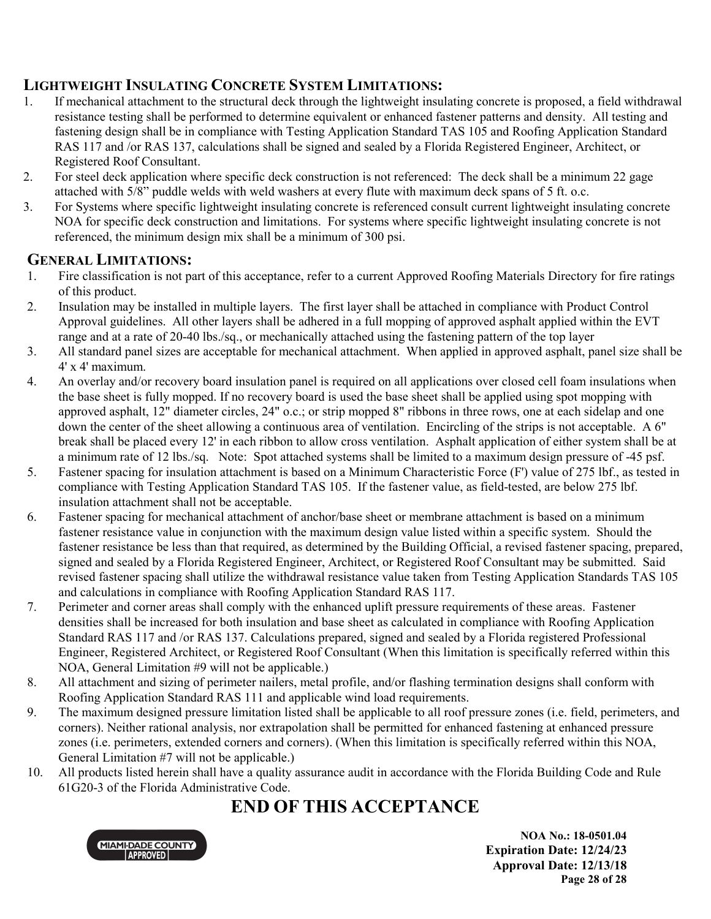## LIGHTWEIGHT INSULATING CONCRETE SYSTEM LIMITATIONS:

1. If mechanical attachment to the structural deck through the lightweight insulating concrete is proposed, a field withdrawal resistance testing shall be performed to determine equivalent or enhanced fastener patterns and density. All testing and fastening design shall be in compliance with Testing Application Standard TAS 105 and Roofing Application Standard RAS 117 and /or RAS 137, calculations shall be signed and sealed by a Florida Registered Engineer, Architect, or Registered Roof Consultant.
2. For steel deck application where specific deck construction is not referenced: The deck shall be a minimum 22 gage attached with 5/8" puddle welds with weld washers at every flute with maximum deck spans of 5 ft. o.c.
3. For Systems where specific lightweight insulating concrete is referenced consult current lightweight insulating concrete NOA for specific deck construction and limitations. For systems where specific lightweight insulating concrete is not referenced, the minimum design mix shall be a minimum of 300 psi.

## GENERAL LIMITATIONS:

1. Fire classification is not part of this acceptance, refer to a current Approved Roofing Materials Directory for fire ratings of this product.
2. Insulation may be installed in multiple layers. The first layer shall be attached in compliance with Product Control Approval guidelines. All other layers shall be adhered in a full mopping of approved asphalt applied within the EVT range and at a rate of 20-40 lbs./sq., or mechanically attached using the fastening pattern of the top layer
3. All standard panel sizes are acceptable for mechanical attachment. When applied in approved asphalt, panel size shall be 4' x 4' maximum.
4. An overlay and/or recovery board insulation panel is required on all applications over closed cell foam insulations when the base sheet is fully mopped. If no recovery board is used the base sheet shall be applied using spot mopping with approved asphalt, 12" diameter circles, 24" o.c.; or strip mopped 8" ribbons in three rows, one at each sidelap and one down the center of the sheet allowing a continuous area of ventilation. Encircling of the strips is not acceptable. A 6" break shall be placed every 12' in each ribbon to allow cross ventilation. Asphalt application of either system shall be at a minimum rate of 12 lbs./sq. Note: Spot attached systems shall be limited to a maximum design pressure of -45 psf.
5. Fastener spacing for insulation attachment is based on a Minimum Characteristic Force (F') value of 275 lbf., as tested in compliance with Testing Application Standard TAS 105. If the fastener value, as field-tested, are below 275 lbf. insulation attachment shall not be acceptable.
6. Fastener spacing for mechanical attachment of anchor/base sheet or membrane attachment is based on a minimum fastener resistance value in conjunction with the maximum design value listed within a specific system. Should the fastener resistance be less than that required, as determined by the Building Official, a revised fastener spacing, prepared, signed and sealed by a Florida Registered Engineer, Architect, or Registered Roof Consultant may be submitted. Said revised fastener spacing shall utilize the withdrawal resistance value taken from Testing Application Standards TAS 105 and calculations in compliance with Roofing Application Standard RAS 117.
7. Perimeter and corner areas shall comply with the enhanced uplift pressure requirements of these areas. Fastener densities shall be increased for both insulation and base sheet as calculated in compliance with Roofing Application Standard RAS 117 and /or RAS 137. Calculations prepared, signed and sealed by a Florida registered Professional Engineer, Registered Architect, or Registered Roof Consultant (When this limitation is specifically referred within this NOA, General Limitation #9 will not be applicable.)
8. All attachment and sizing of perimeter nailers, metal profile, and/or flashing termination designs shall conform with Roofing Application Standard RAS 111 and applicable wind load requirements.
9. The maximum designed pressure limitation listed shall be applicable to all roof pressure zones (i.e. field, perimeters, and corners). Neither rational analysis, nor extrapolation shall be permitted for enhanced fastening at enhanced pressure zones (i.e. perimeters, extended corners and corners). (When this limitation is specifically referred within this NOA, General Limitation #7 will not be applicable.)
10. All products listed herein shall have a quality assurance audit in accordance with the Florida Building Code and Rule 61G20-3 of the Florida Administrative Code.

# END OF THIS ACCEPTANCE

MIAMI-DADE COUNTY APPROVED

**NOA No.: 18-0501.04**
**Expiration Date: 12/24/23**
**Approval Date: 12/13/18**